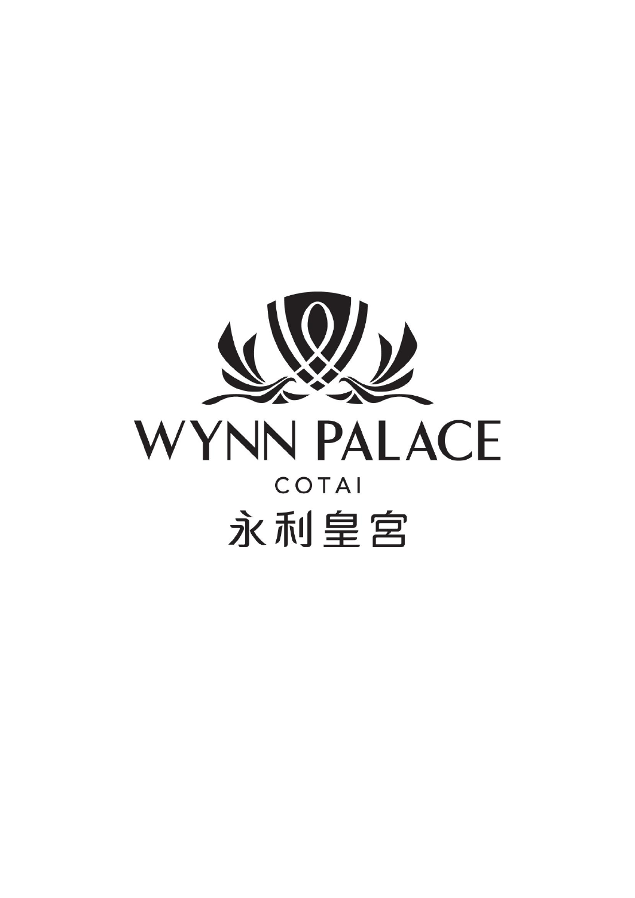# WYNN PALACE

COTAI

永利皇宮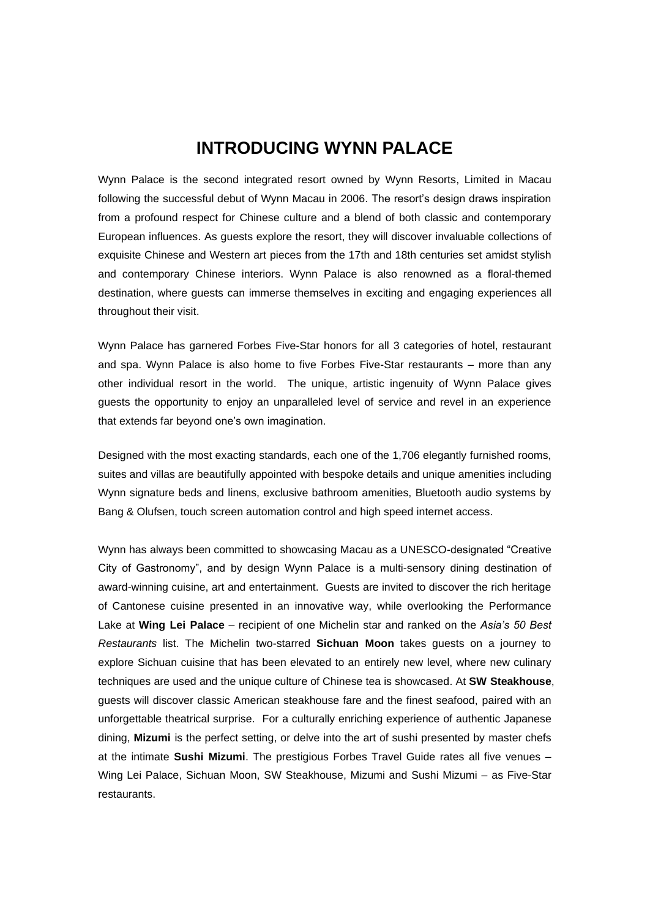# INTRODUCING WYNN PALACE

Wynn Palace is the second integrated resort owned by Wynn Resorts, Limited in Macau following the successful debut of Wynn Macau in 2006. The resort's design draws inspiration from a profound respect for Chinese culture and a blend of both classic and contemporary European influences. As guests explore the resort, they will discover invaluable collections of exquisite Chinese and Western art pieces from the 17th and 18th centuries set amidst stylish and contemporary Chinese interiors. Wynn Palace is also renowned as a floral-themed destination, where guests can immerse themselves in exciting and engaging experiences all throughout their visit.

Wynn Palace has garnered Forbes Five-Star honors for all 3 categories of hotel, restaurant and spa. Wynn Palace is also home to five Forbes Five-Star restaurants – more than any other individual resort in the world. The unique, artistic ingenuity of Wynn Palace gives guests the opportunity to enjoy an unparalleled level of service and revel in an experience that extends far beyond one's own imagination.

Designed with the most exacting standards, each one of the 1,706 elegantly furnished rooms, suites and villas are beautifully appointed with bespoke details and unique amenities including Wynn signature beds and linens, exclusive bathroom amenities, Bluetooth audio systems by Bang & Olufsen, touch screen automation control and high speed internet access.

Wynn has always been committed to showcasing Macau as a UNESCO-designated "Creative City of Gastronomy", and by design Wynn Palace is a multi-sensory dining destination of award-winning cuisine, art and entertainment. Guests are invited to discover the rich heritage of Cantonese cuisine presented in an innovative way, while overlooking the Performance Lake at **Wing Lei Palace** – recipient of one Michelin star and ranked on the *Asia's 50 Best Restaurants* list. The Michelin two-starred **Sichuan Moon** takes guests on a journey to explore Sichuan cuisine that has been elevated to an entirely new level, where new culinary techniques are used and the unique culture of Chinese tea is showcased. At **SW Steakhouse**, guests will discover classic American steakhouse fare and the finest seafood, paired with an unforgettable theatrical surprise. For a culturally enriching experience of authentic Japanese dining, **Mizumi** is the perfect setting, or delve into the art of sushi presented by master chefs at the intimate **Sushi Mizumi**. The prestigious Forbes Travel Guide rates all five venues – Wing Lei Palace, Sichuan Moon, SW Steakhouse, Mizumi and Sushi Mizumi – as Five-Star restaurants.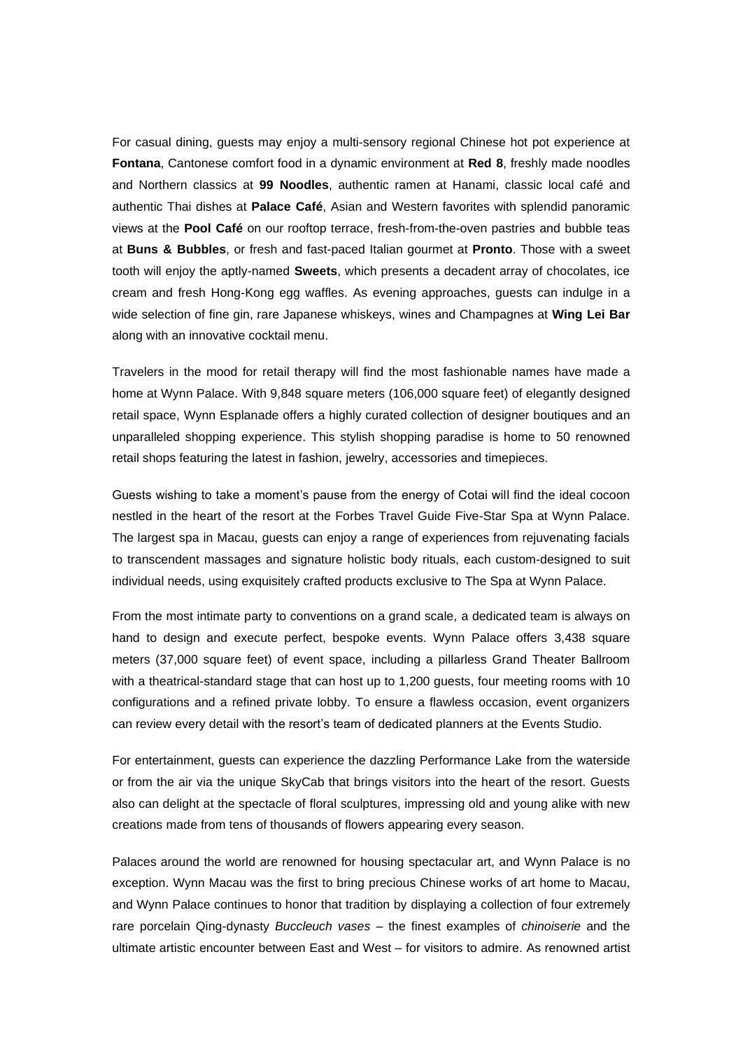For casual dining, guests may enjoy a multi-sensory regional Chinese hot pot experience at **Fontana**, Cantonese comfort food in a dynamic environment at **Red 8**, freshly made noodles and Northern classics at **99 Noodles**, authentic ramen at Hanami, classic local café and authentic Thai dishes at **Palace Café**, Asian and Western favorites with splendid panoramic views at the **Pool Café** on our rooftop terrace, fresh-from-the-oven pastries and bubble teas at **Buns & Bubbles**, or fresh and fast-paced Italian gourmet at **Pronto**. Those with a sweet tooth will enjoy the aptly-named **Sweets**, which presents a decadent array of chocolates, ice cream and fresh Hong-Kong egg waffles. As evening approaches, guests can indulge in a wide selection of fine gin, rare Japanese whiskeys, wines and Champagnes at **Wing Lei Bar** along with an innovative cocktail menu.

Travelers in the mood for retail therapy will find the most fashionable names have made a home at Wynn Palace. With 9,848 square meters (106,000 square feet) of elegantly designed retail space, Wynn Esplanade offers a highly curated collection of designer boutiques and an unparalleled shopping experience. This stylish shopping paradise is home to 50 renowned retail shops featuring the latest in fashion, jewelry, accessories and timepieces.

Guests wishing to take a moment's pause from the energy of Cotai will find the ideal cocoon nestled in the heart of the resort at the Forbes Travel Guide Five-Star Spa at Wynn Palace. The largest spa in Macau, guests can enjoy a range of experiences from rejuvenating facials to transcendent massages and signature holistic body rituals, each custom-designed to suit individual needs, using exquisitely crafted products exclusive to The Spa at Wynn Palace.

From the most intimate party to conventions on a grand scale, a dedicated team is always on hand to design and execute perfect, bespoke events. Wynn Palace offers 3,438 square meters (37,000 square feet) of event space, including a pillarless Grand Theater Ballroom with a theatrical-standard stage that can host up to 1,200 guests, four meeting rooms with 10 configurations and a refined private lobby. To ensure a flawless occasion, event organizers can review every detail with the resort's team of dedicated planners at the Events Studio.

For entertainment, guests can experience the dazzling Performance Lake from the waterside or from the air via the unique SkyCab that brings visitors into the heart of the resort. Guests also can delight at the spectacle of floral sculptures, impressing old and young alike with new creations made from tens of thousands of flowers appearing every season.

Palaces around the world are renowned for housing spectacular art, and Wynn Palace is no exception. Wynn Macau was the first to bring precious Chinese works of art home to Macau, and Wynn Palace continues to honor that tradition by displaying a collection of four extremely rare porcelain Qing-dynasty *Buccleuch vases* – the finest examples of *chinoiserie* and the ultimate artistic encounter between East and West – for visitors to admire. As renowned artist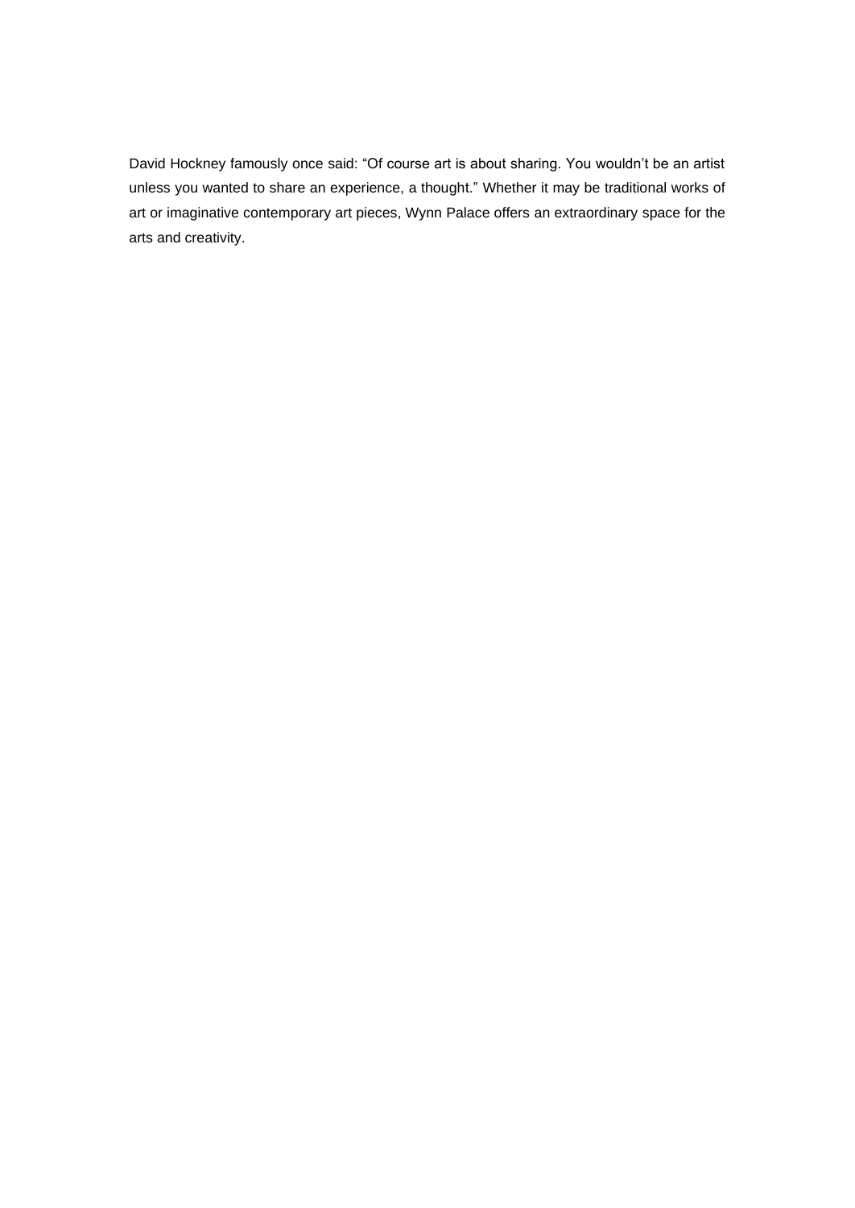David Hockney famously once said: “Of course art is about sharing. You wouldn’t be an artist unless you wanted to share an experience, a thought.” Whether it may be traditional works of art or imaginative contemporary art pieces, Wynn Palace offers an extraordinary space for the arts and creativity.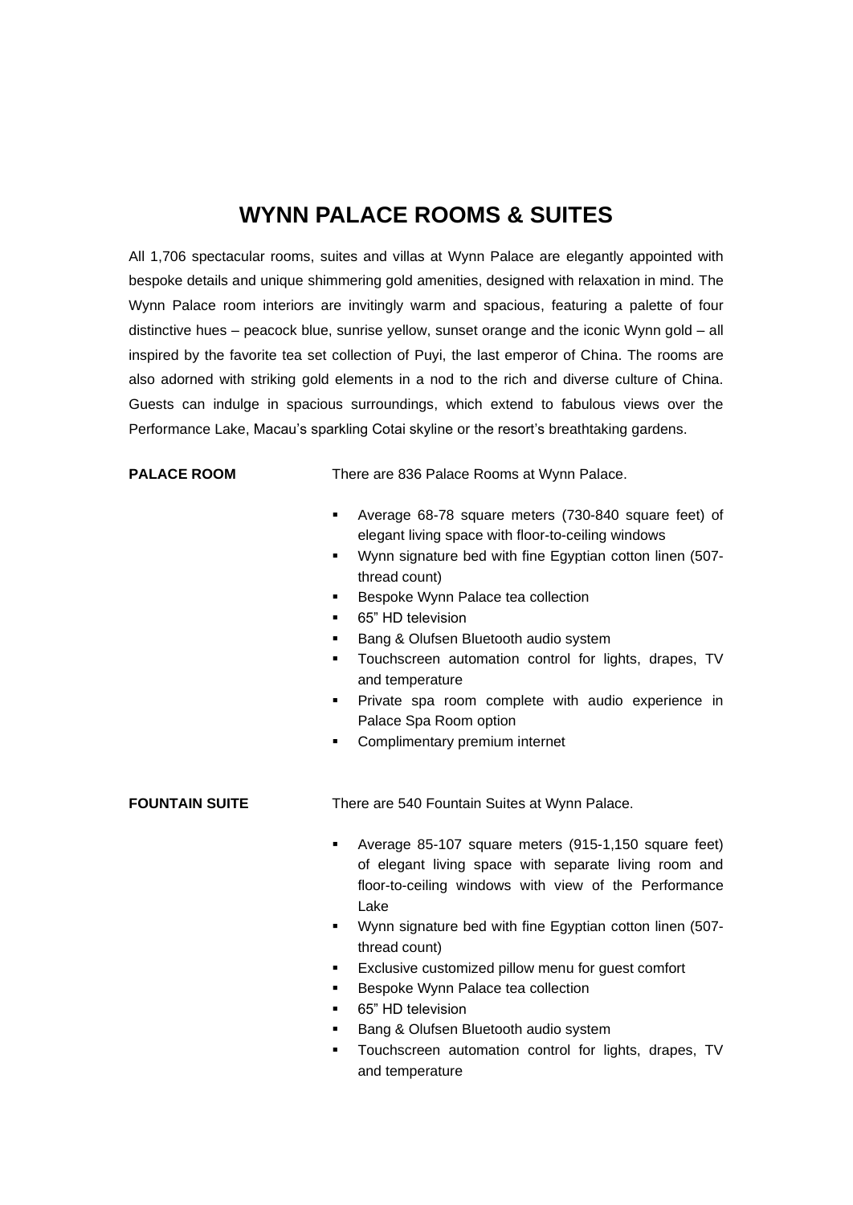# WYNN PALACE ROOMS & SUITES

All 1,706 spectacular rooms, suites and villas at Wynn Palace are elegantly appointed with bespoke details and unique shimmering gold amenities, designed with relaxation in mind. The Wynn Palace room interiors are invitingly warm and spacious, featuring a palette of four distinctive hues – peacock blue, sunrise yellow, sunset orange and the iconic Wynn gold – all inspired by the favorite tea set collection of Puyi, the last emperor of China. The rooms are also adorned with striking gold elements in a nod to the rich and diverse culture of China. Guests can indulge in spacious surroundings, which extend to fabulous views over the Performance Lake, Macau's sparkling Cotai skyline or the resort's breathtaking gardens.

**PALACE ROOM**

There are 836 Palace Rooms at Wynn Palace.

- Average 68-78 square meters (730-840 square feet) of elegant living space with floor-to-ceiling windows
- Wynn signature bed with fine Egyptian cotton linen (507-thread count)
- Bespoke Wynn Palace tea collection
- 65" HD television
- Bang & Olufsen Bluetooth audio system
- Touchscreen automation control for lights, drapes, TV and temperature
- Private spa room complete with audio experience in Palace Spa Room option
- Complimentary premium internet

**FOUNTAIN SUITE**

There are 540 Fountain Suites at Wynn Palace.

- Average 85-107 square meters (915-1,150 square feet) of elegant living space with separate living room and floor-to-ceiling windows with view of the Performance Lake
- Wynn signature bed with fine Egyptian cotton linen (507-thread count)
- Exclusive customized pillow menu for guest comfort
- Bespoke Wynn Palace tea collection
- 65" HD television
- Bang & Olufsen Bluetooth audio system
- Touchscreen automation control for lights, drapes, TV and temperature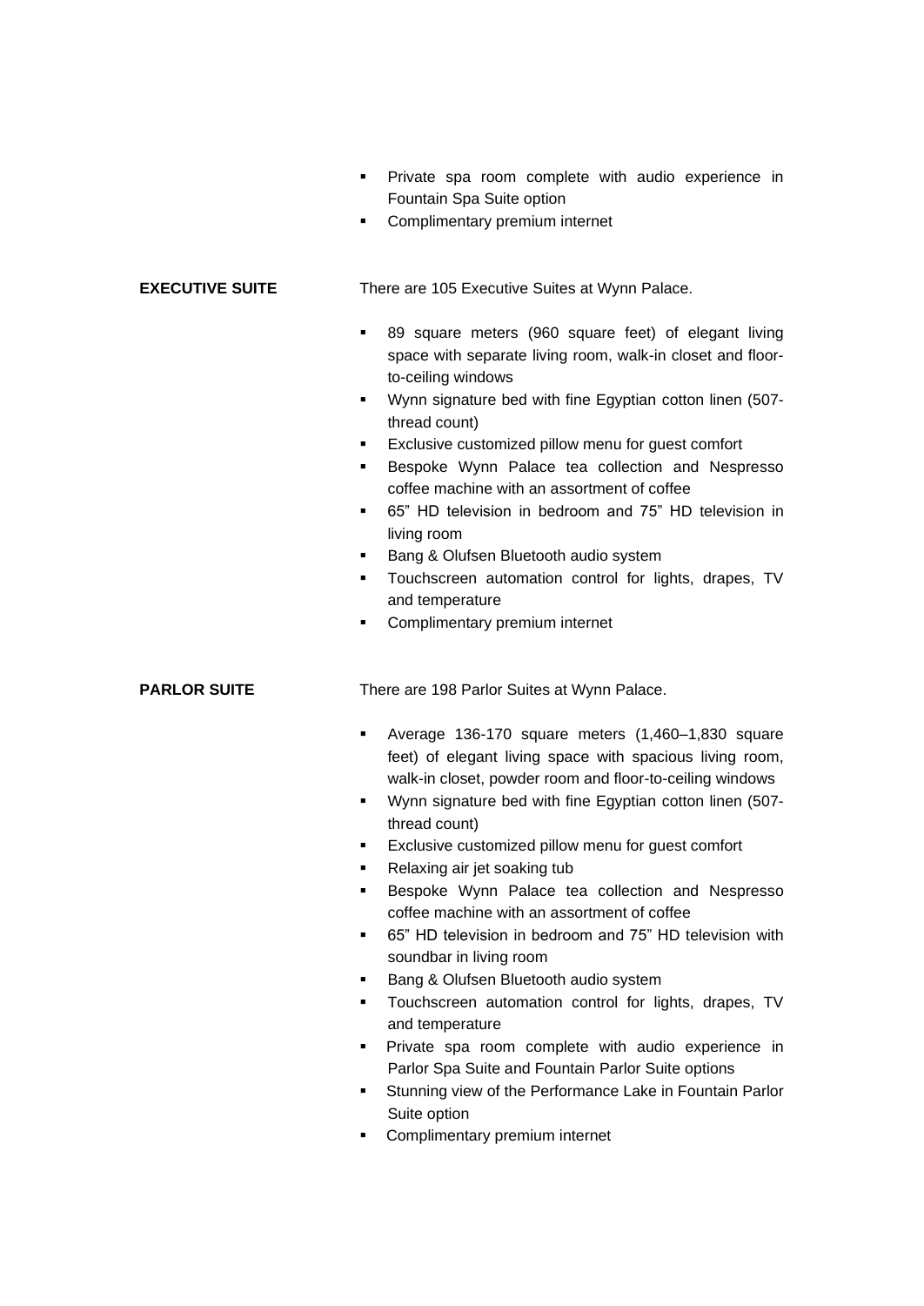- Private spa room complete with audio experience in Fountain Spa Suite option
- Complimentary premium internet

**EXECUTIVE SUITE**

There are 105 Executive Suites at Wynn Palace.

- 89 square meters (960 square feet) of elegant living space with separate living room, walk-in closet and floor-to-ceiling windows
- Wynn signature bed with fine Egyptian cotton linen (507-thread count)
- Exclusive customized pillow menu for guest comfort
- Bespoke Wynn Palace tea collection and Nespresso coffee machine with an assortment of coffee
- 65" HD television in bedroom and 75" HD television in living room
- Bang & Olufsen Bluetooth audio system
- Touchscreen automation control for lights, drapes, TV and temperature
- Complimentary premium internet

**PARLOR SUITE**

There are 198 Parlor Suites at Wynn Palace.

- Average 136-170 square meters (1,460–1,830 square feet) of elegant living space with spacious living room, walk-in closet, powder room and floor-to-ceiling windows
- Wynn signature bed with fine Egyptian cotton linen (507-thread count)
- Exclusive customized pillow menu for guest comfort
- Relaxing air jet soaking tub
- Bespoke Wynn Palace tea collection and Nespresso coffee machine with an assortment of coffee
- 65" HD television in bedroom and 75" HD television with soundbar in living room
- Bang & Olufsen Bluetooth audio system
- Touchscreen automation control for lights, drapes, TV and temperature
- Private spa room complete with audio experience in Parlor Spa Suite and Fountain Parlor Suite options
- Stunning view of the Performance Lake in Fountain Parlor Suite option
- Complimentary premium internet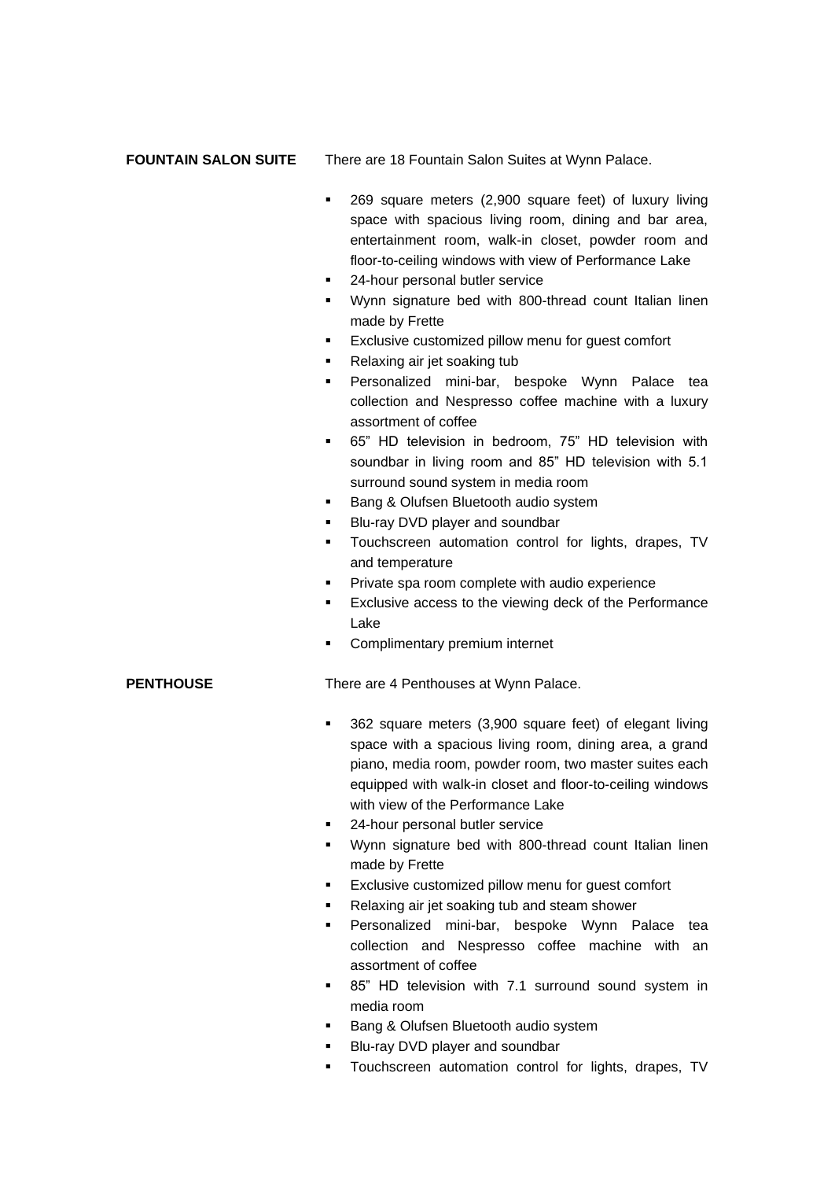**FOUNTAIN SALON SUITE**

There are 18 Fountain Salon Suites at Wynn Palace.

- 269 square meters (2,900 square feet) of luxury living space with spacious living room, dining and bar area, entertainment room, walk-in closet, powder room and floor-to-ceiling windows with view of Performance Lake
- 24-hour personal butler service
- Wynn signature bed with 800-thread count Italian linen made by Frette
- Exclusive customized pillow menu for guest comfort
- Relaxing air jet soaking tub
- Personalized mini-bar, bespoke Wynn Palace tea collection and Nespresso coffee machine with a luxury assortment of coffee
- 65" HD television in bedroom, 75" HD television with soundbar in living room and 85" HD television with 5.1 surround sound system in media room
- Bang & Olufsen Bluetooth audio system
- Blu-ray DVD player and soundbar
- Touchscreen automation control for lights, drapes, TV and temperature
- Private spa room complete with audio experience
- Exclusive access to the viewing deck of the Performance Lake
- Complimentary premium internet

**PENTHOUSE**

There are 4 Penthouses at Wynn Palace.

- 362 square meters (3,900 square feet) of elegant living space with a spacious living room, dining area, a grand piano, media room, powder room, two master suites each equipped with walk-in closet and floor-to-ceiling windows with view of the Performance Lake
- 24-hour personal butler service
- Wynn signature bed with 800-thread count Italian linen made by Frette
- Exclusive customized pillow menu for guest comfort
- Relaxing air jet soaking tub and steam shower
- Personalized mini-bar, bespoke Wynn Palace tea collection and Nespresso coffee machine with an assortment of coffee
- 85" HD television with 7.1 surround sound system in media room
- Bang & Olufsen Bluetooth audio system
- Blu-ray DVD player and soundbar
- Touchscreen automation control for lights, drapes, TV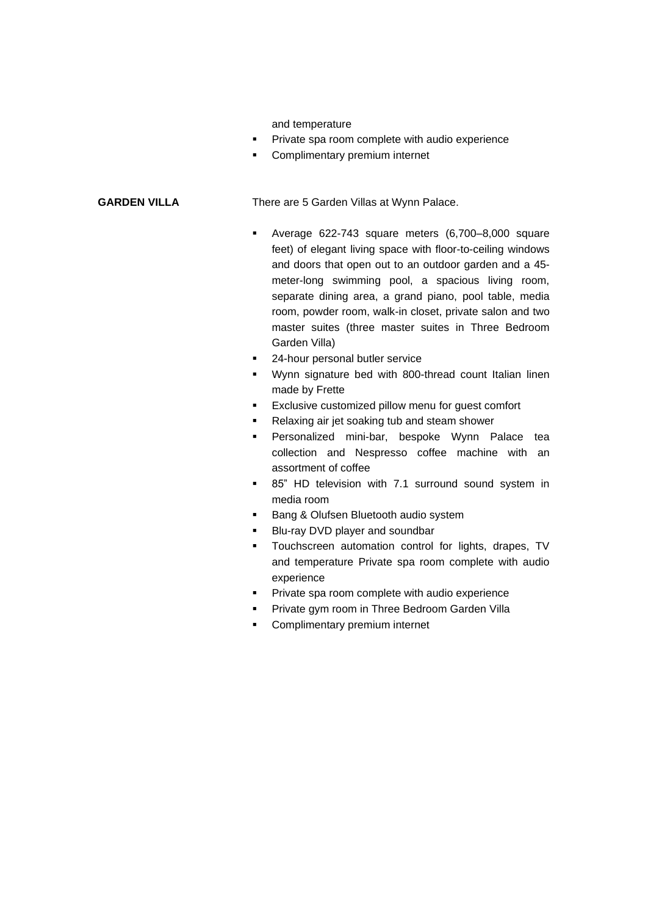and temperature

- Private spa room complete with audio experience
- Complimentary premium internet

**GARDEN VILLA**

There are 5 Garden Villas at Wynn Palace.

- Average 622-743 square meters (6,700–8,000 square feet) of elegant living space with floor-to-ceiling windows and doors that open out to an outdoor garden and a 45-meter-long swimming pool, a spacious living room, separate dining area, a grand piano, pool table, media room, powder room, walk-in closet, private salon and two master suites (three master suites in Three Bedroom Garden Villa)
- 24-hour personal butler service
- Wynn signature bed with 800-thread count Italian linen made by Frette
- Exclusive customized pillow menu for guest comfort
- Relaxing air jet soaking tub and steam shower
- Personalized mini-bar, bespoke Wynn Palace tea collection and Nespresso coffee machine with an assortment of coffee
- 85" HD television with 7.1 surround sound system in media room
- Bang & Olufsen Bluetooth audio system
- Blu-ray DVD player and soundbar
- Touchscreen automation control for lights, drapes, TV and temperature Private spa room complete with audio experience
- Private spa room complete with audio experience
- Private gym room in Three Bedroom Garden Villa
- Complimentary premium internet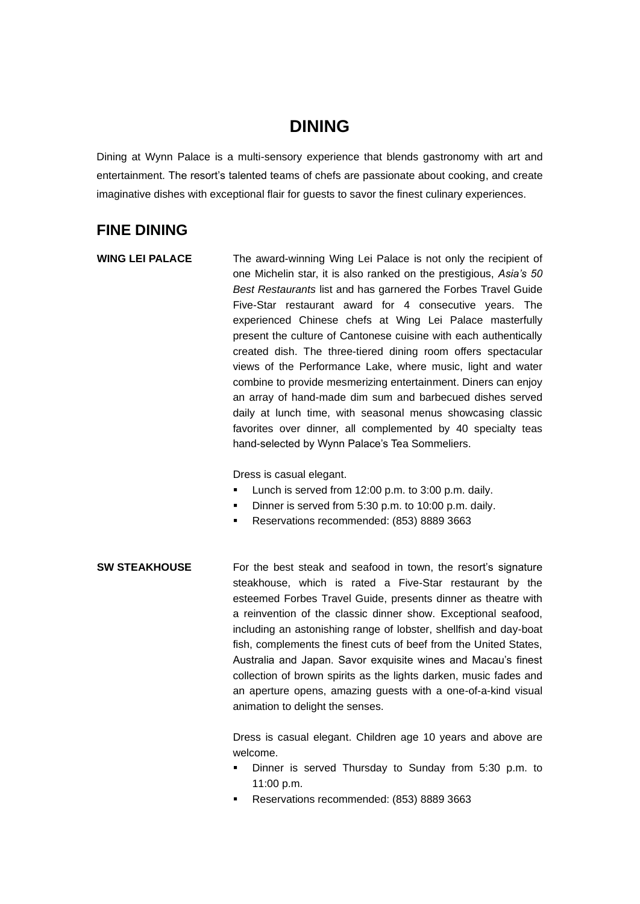# DINING

Dining at Wynn Palace is a multi-sensory experience that blends gastronomy with art and entertainment. The resort's talented teams of chefs are passionate about cooking, and create imaginative dishes with exceptional flair for guests to savor the finest culinary experiences.

## FINE DINING

**WING LEI PALACE**

The award-winning Wing Lei Palace is not only the recipient of one Michelin star, it is also ranked on the prestigious, *Asia's 50 Best Restaurants* list and has garnered the Forbes Travel Guide Five-Star restaurant award for 4 consecutive years. The experienced Chinese chefs at Wing Lei Palace masterfully present the culture of Cantonese cuisine with each authentically created dish. The three-tiered dining room offers spectacular views of the Performance Lake, where music, light and water combine to provide mesmerizing entertainment. Diners can enjoy an array of hand-made dim sum and barbecued dishes served daily at lunch time, with seasonal menus showcasing classic favorites over dinner, all complemented by 40 specialty teas hand-selected by Wynn Palace's Tea Sommeliers.

Dress is casual elegant.

- Lunch is served from 12:00 p.m. to 3:00 p.m. daily.
- Dinner is served from 5:30 p.m. to 10:00 p.m. daily.
- Reservations recommended: (853) 8889 3663

**SW STEAKHOUSE**

For the best steak and seafood in town, the resort's signature steakhouse, which is rated a Five-Star restaurant by the esteemed Forbes Travel Guide, presents dinner as theatre with a reinvention of the classic dinner show. Exceptional seafood, including an astonishing range of lobster, shellfish and day-boat fish, complements the finest cuts of beef from the United States, Australia and Japan. Savor exquisite wines and Macau's finest collection of brown spirits as the lights darken, music fades and an aperture opens, amazing guests with a one-of-a-kind visual animation to delight the senses.

Dress is casual elegant. Children age 10 years and above are welcome.

- Dinner is served Thursday to Sunday from 5:30 p.m. to 11:00 p.m.
- Reservations recommended: (853) 8889 3663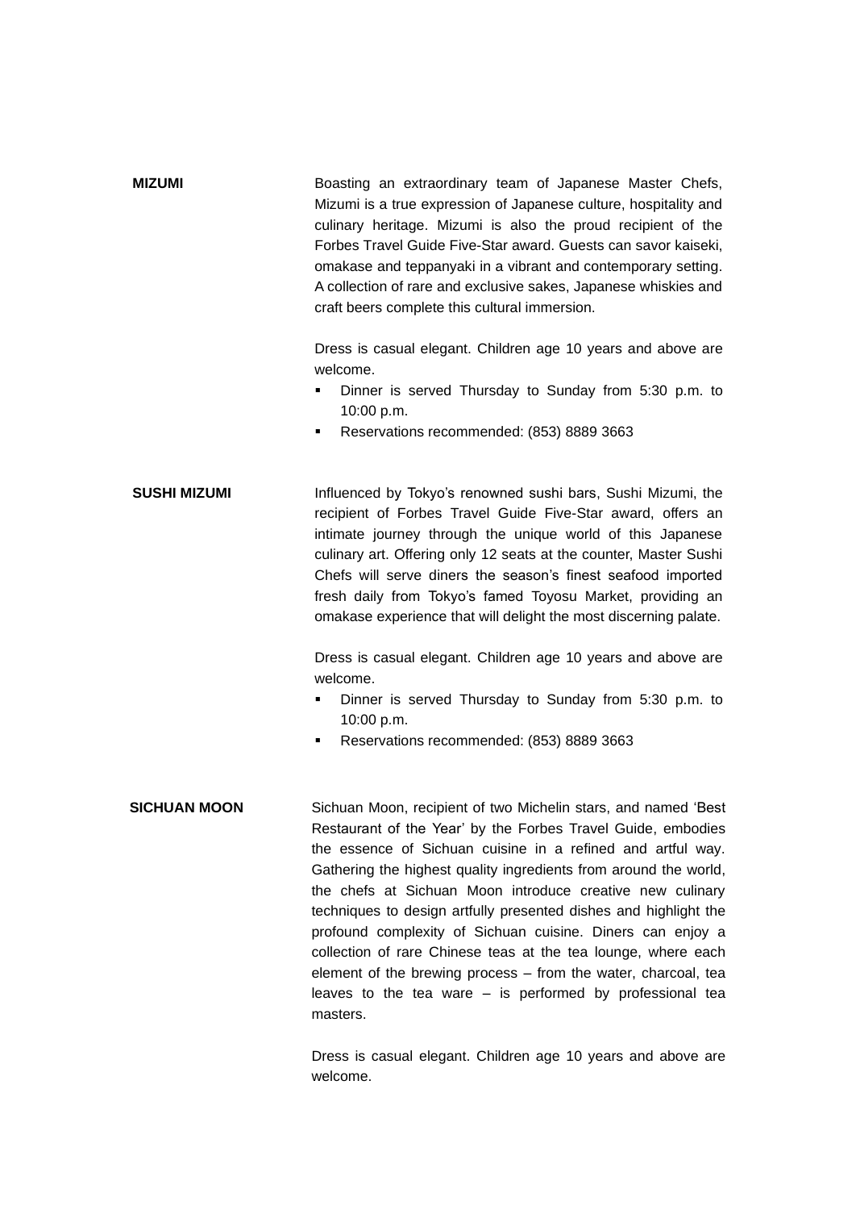**MIZUMI**

Boasting an extraordinary team of Japanese Master Chefs, Mizumi is a true expression of Japanese culture, hospitality and culinary heritage. Mizumi is also the proud recipient of the Forbes Travel Guide Five-Star award. Guests can savor kaiseki, omakase and teppanyaki in a vibrant and contemporary setting. A collection of rare and exclusive sakes, Japanese whiskies and craft beers complete this cultural immersion.

Dress is casual elegant. Children age 10 years and above are welcome.

- Dinner is served Thursday to Sunday from 5:30 p.m. to 10:00 p.m.
- Reservations recommended: (853) 8889 3663

**SUSHI MIZUMI**

Influenced by Tokyo's renowned sushi bars, Sushi Mizumi, the recipient of Forbes Travel Guide Five-Star award, offers an intimate journey through the unique world of this Japanese culinary art. Offering only 12 seats at the counter, Master Sushi Chefs will serve diners the season's finest seafood imported fresh daily from Tokyo's famed Toyosu Market, providing an omakase experience that will delight the most discerning palate.

Dress is casual elegant. Children age 10 years and above are welcome.

- Dinner is served Thursday to Sunday from 5:30 p.m. to 10:00 p.m.
- Reservations recommended: (853) 8889 3663

**SICHUAN MOON**

Sichuan Moon, recipient of two Michelin stars, and named 'Best Restaurant of the Year' by the Forbes Travel Guide, embodies the essence of Sichuan cuisine in a refined and artful way. Gathering the highest quality ingredients from around the world, the chefs at Sichuan Moon introduce creative new culinary techniques to design artfully presented dishes and highlight the profound complexity of Sichuan cuisine. Diners can enjoy a collection of rare Chinese teas at the tea lounge, where each element of the brewing process – from the water, charcoal, tea leaves to the tea ware – is performed by professional tea masters.

Dress is casual elegant. Children age 10 years and above are welcome.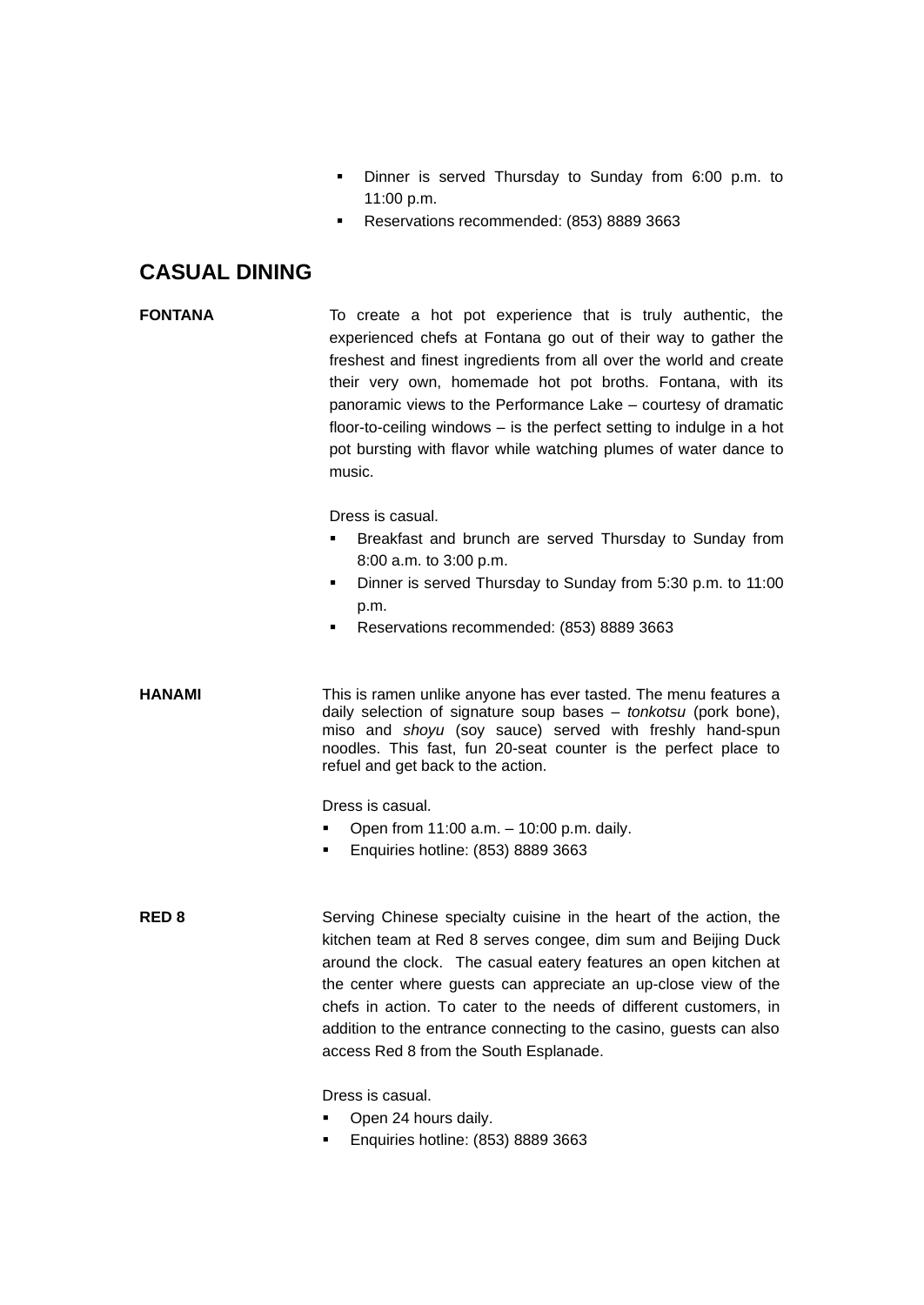- Dinner is served Thursday to Sunday from 6:00 p.m. to 11:00 p.m.
- Reservations recommended: (853) 8889 3663

## CASUAL DINING

**FONTANA**

To create a hot pot experience that is truly authentic, the experienced chefs at Fontana go out of their way to gather the freshest and finest ingredients from all over the world and create their very own, homemade hot pot broths. Fontana, with its panoramic views to the Performance Lake – courtesy of dramatic floor-to-ceiling windows – is the perfect setting to indulge in a hot pot bursting with flavor while watching plumes of water dance to music.

Dress is casual.

- Breakfast and brunch are served Thursday to Sunday from 8:00 a.m. to 3:00 p.m.
- Dinner is served Thursday to Sunday from 5:30 p.m. to 11:00 p.m.
- Reservations recommended: (853) 8889 3663

**HANAMI**

This is ramen unlike anyone has ever tasted. The menu features a daily selection of signature soup bases – *tonkotsu* (pork bone), miso and *shoyu* (soy sauce) served with freshly hand-spun noodles. This fast, fun 20-seat counter is the perfect place to refuel and get back to the action.

Dress is casual.

- Open from 11:00 a.m. – 10:00 p.m. daily.
- Enquiries hotline: (853) 8889 3663

**RED 8**

Serving Chinese specialty cuisine in the heart of the action, the kitchen team at Red 8 serves congee, dim sum and Beijing Duck around the clock. The casual eatery features an open kitchen at the center where guests can appreciate an up-close view of the chefs in action. To cater to the needs of different customers, in addition to the entrance connecting to the casino, guests can also access Red 8 from the South Esplanade.

Dress is casual.

- Open 24 hours daily.
- Enquiries hotline: (853) 8889 3663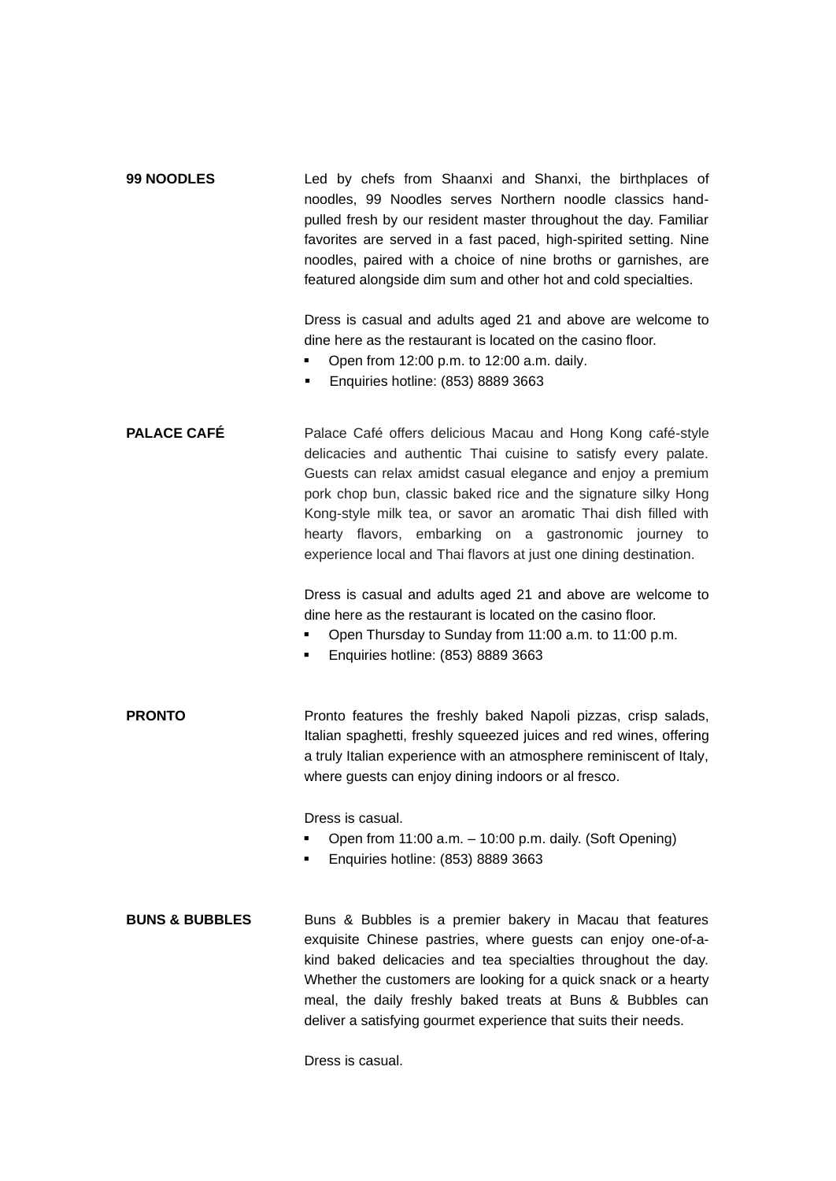**99 NOODLES**

Led by chefs from Shaanxi and Shanxi, the birthplaces of noodles, 99 Noodles serves Northern noodle classics hand-pulled fresh by our resident master throughout the day. Familiar favorites are served in a fast paced, high-spirited setting. Nine noodles, paired with a choice of nine broths or garnishes, are featured alongside dim sum and other hot and cold specialties.

Dress is casual and adults aged 21 and above are welcome to dine here as the restaurant is located on the casino floor.

- Open from 12:00 p.m. to 12:00 a.m. daily.
- Enquiries hotline: (853) 8889 3663

**PALACE CAFÉ**

Palace Café offers delicious Macau and Hong Kong café-style delicacies and authentic Thai cuisine to satisfy every palate. Guests can relax amidst casual elegance and enjoy a premium pork chop bun, classic baked rice and the signature silky Hong Kong-style milk tea, or savor an aromatic Thai dish filled with hearty flavors, embarking on a gastronomic journey to experience local and Thai flavors at just one dining destination.

Dress is casual and adults aged 21 and above are welcome to dine here as the restaurant is located on the casino floor.

- Open Thursday to Sunday from 11:00 a.m. to 11:00 p.m.
- Enquiries hotline: (853) 8889 3663

**PRONTO**

Pronto features the freshly baked Napoli pizzas, crisp salads, Italian spaghetti, freshly squeezed juices and red wines, offering a truly Italian experience with an atmosphere reminiscent of Italy, where guests can enjoy dining indoors or al fresco.

Dress is casual.

- Open from 11:00 a.m. – 10:00 p.m. daily. (Soft Opening)
- Enquiries hotline: (853) 8889 3663

**BUNS & BUBBLES**

Buns & Bubbles is a premier bakery in Macau that features exquisite Chinese pastries, where guests can enjoy one-of-a-kind baked delicacies and tea specialties throughout the day. Whether the customers are looking for a quick snack or a hearty meal, the daily freshly baked treats at Buns & Bubbles can deliver a satisfying gourmet experience that suits their needs.

Dress is casual.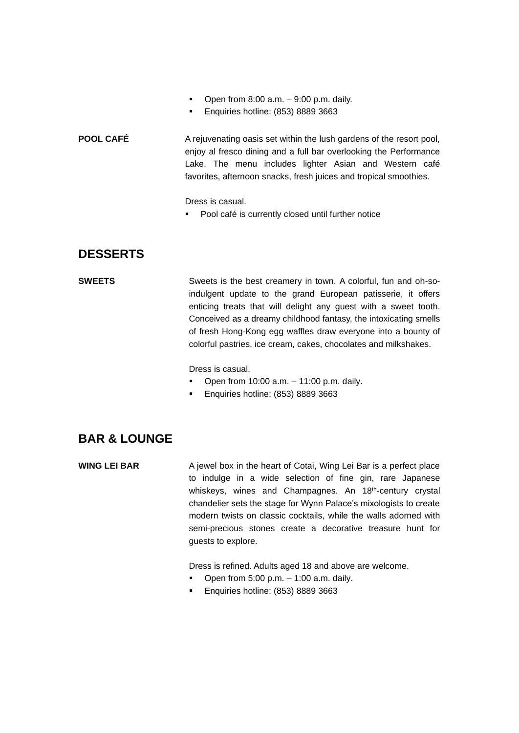- Open from 8:00 a.m. – 9:00 p.m. daily.
- Enquiries hotline: (853) 8889 3663

**POOL CAFÉ**

A rejuvenating oasis set within the lush gardens of the resort pool, enjoy al fresco dining and a full bar overlooking the Performance Lake. The menu includes lighter Asian and Western café favorites, afternoon snacks, fresh juices and tropical smoothies.

Dress is casual.

- Pool café is currently closed until further notice

## DESSERTS

**SWEETS**

Sweets is the best creamery in town. A colorful, fun and oh-so-indulgent update to the grand European patisserie, it offers enticing treats that will delight any guest with a sweet tooth. Conceived as a dreamy childhood fantasy, the intoxicating smells of fresh Hong-Kong egg waffles draw everyone into a bounty of colorful pastries, ice cream, cakes, chocolates and milkshakes.

Dress is casual.

- Open from 10:00 a.m. – 11:00 p.m. daily.
- Enquiries hotline: (853) 8889 3663

## BAR & LOUNGE

**WING LEI BAR**

A jewel box in the heart of Cotai, Wing Lei Bar is a perfect place to indulge in a wide selection of fine gin, rare Japanese whiskeys, wines and Champagnes. An 18th-century crystal chandelier sets the stage for Wynn Palace's mixologists to create modern twists on classic cocktails, while the walls adorned with semi-precious stones create a decorative treasure hunt for guests to explore.

Dress is refined. Adults aged 18 and above are welcome.

- Open from 5:00 p.m. – 1:00 a.m. daily.
- Enquiries hotline: (853) 8889 3663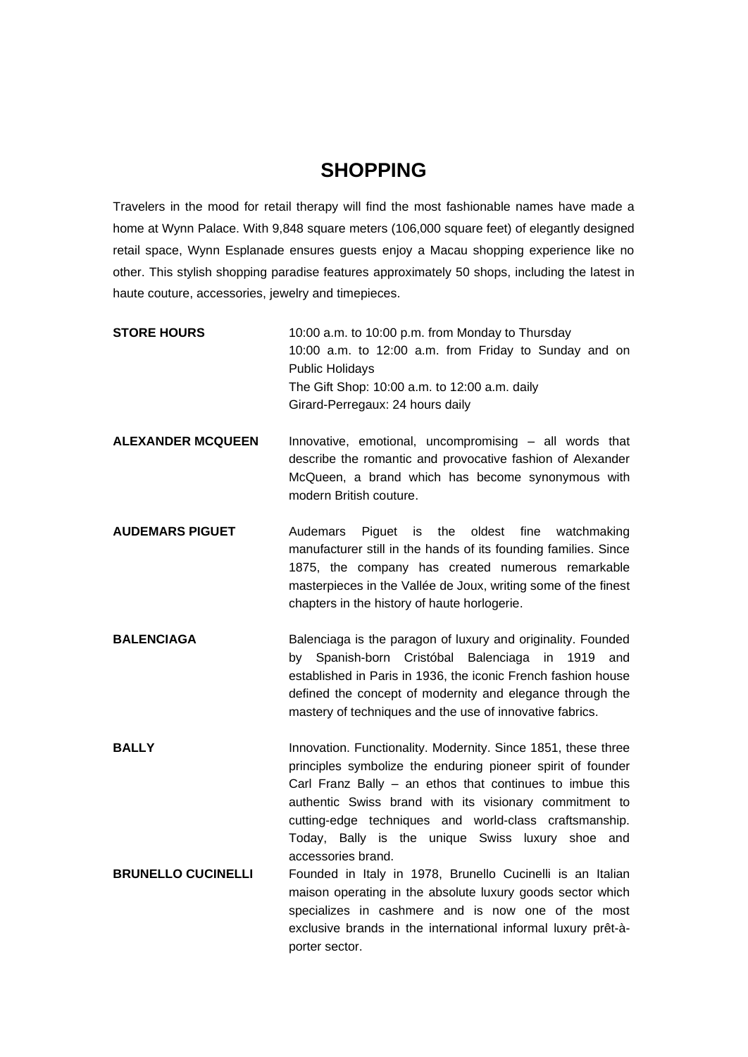# SHOPPING

Travelers in the mood for retail therapy will find the most fashionable names have made a home at Wynn Palace. With 9,848 square meters (106,000 square feet) of elegantly designed retail space, Wynn Esplanade ensures guests enjoy a Macau shopping experience like no other. This stylish shopping paradise features approximately 50 shops, including the latest in haute couture, accessories, jewelry and timepieces.

**STORE HOURS**

10:00 a.m. to 10:00 p.m. from Monday to Thursday
10:00 a.m. to 12:00 a.m. from Friday to Sunday and on Public Holidays
The Gift Shop: 10:00 a.m. to 12:00 a.m. daily
Girard-Perregaux: 24 hours daily

**ALEXANDER MCQUEEN**

Innovative, emotional, uncompromising – all words that describe the romantic and provocative fashion of Alexander McQueen, a brand which has become synonymous with modern British couture.

**AUDEMARS PIGUET**

Audemars Piguet is the oldest fine watchmaking manufacturer still in the hands of its founding families. Since 1875, the company has created numerous remarkable masterpieces in the Vallée de Joux, writing some of the finest chapters in the history of haute horlogerie.

**BALENCIAGA**

Balenciaga is the paragon of luxury and originality. Founded by Spanish-born Cristóbal Balenciaga in 1919 and established in Paris in 1936, the iconic French fashion house defined the concept of modernity and elegance through the mastery of techniques and the use of innovative fabrics.

**BALLY**

Innovation. Functionality. Modernity. Since 1851, these three principles symbolize the enduring pioneer spirit of founder Carl Franz Bally – an ethos that continues to imbue this authentic Swiss brand with its visionary commitment to cutting-edge techniques and world-class craftsmanship. Today, Bally is the unique Swiss luxury shoe and accessories brand.

**BRUNELLO CUCINELLI**

Founded in Italy in 1978, Brunello Cucinelli is an Italian maison operating in the absolute luxury goods sector which specializes in cashmere and is now one of the most exclusive brands in the international informal luxury prêt-à-porter sector.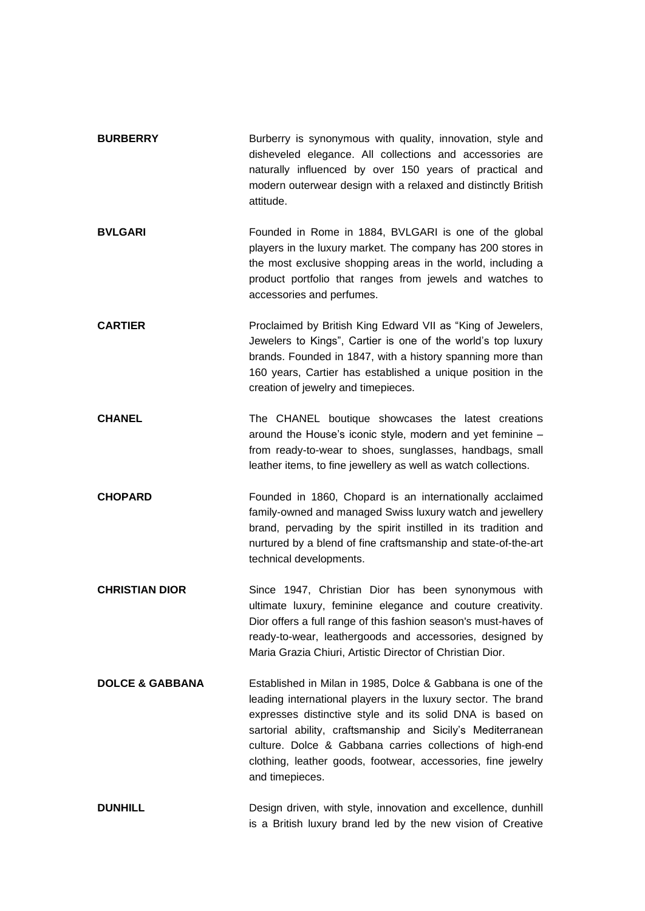**BURBERRY**

Burberry is synonymous with quality, innovation, style and disheveled elegance. All collections and accessories are naturally influenced by over 150 years of practical and modern outerwear design with a relaxed and distinctly British attitude.

**BVLGARI**

Founded in Rome in 1884, BVLGARI is one of the global players in the luxury market. The company has 200 stores in the most exclusive shopping areas in the world, including a product portfolio that ranges from jewels and watches to accessories and perfumes.

**CARTIER**

Proclaimed by British King Edward VII as "King of Jewelers, Jewelers to Kings", Cartier is one of the world's top luxury brands. Founded in 1847, with a history spanning more than 160 years, Cartier has established a unique position in the creation of jewelry and timepieces.

**CHANEL**

The CHANEL boutique showcases the latest creations around the House's iconic style, modern and yet feminine – from ready-to-wear to shoes, sunglasses, handbags, small leather items, to fine jewellery as well as watch collections.

**CHOPARD**

Founded in 1860, Chopard is an internationally acclaimed family-owned and managed Swiss luxury watch and jewellery brand, pervading by the spirit instilled in its tradition and nurtured by a blend of fine craftsmanship and state-of-the-art technical developments.

**CHRISTIAN DIOR**

Since 1947, Christian Dior has been synonymous with ultimate luxury, feminine elegance and couture creativity. Dior offers a full range of this fashion season's must-haves of ready-to-wear, leathergoods and accessories, designed by Maria Grazia Chiuri, Artistic Director of Christian Dior.

**DOLCE & GABBANA**

Established in Milan in 1985, Dolce & Gabbana is one of the leading international players in the luxury sector. The brand expresses distinctive style and its solid DNA is based on sartorial ability, craftsmanship and Sicily's Mediterranean culture. Dolce & Gabbana carries collections of high-end clothing, leather goods, footwear, accessories, fine jewelry and timepieces.

**DUNHILL**

Design driven, with style, innovation and excellence, dunhill is a British luxury brand led by the new vision of Creative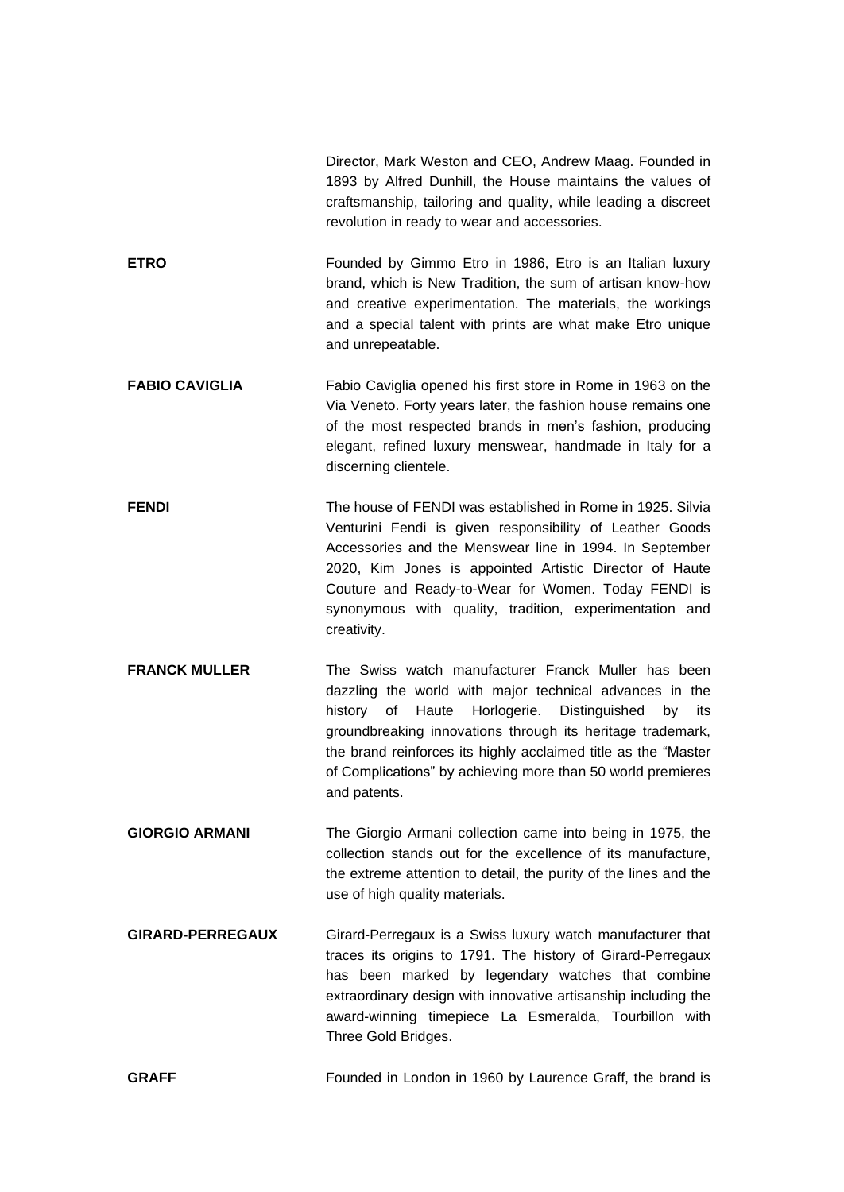Director, Mark Weston and CEO, Andrew Maag. Founded in 1893 by Alfred Dunhill, the House maintains the values of craftsmanship, tailoring and quality, while leading a discreet revolution in ready to wear and accessories.

**ETRO**

Founded by Gimmo Etro in 1986, Etro is an Italian luxury brand, which is New Tradition, the sum of artisan know-how and creative experimentation. The materials, the workings and a special talent with prints are what make Etro unique and unrepeatable.

**FABIO CAVIGLIA**

Fabio Caviglia opened his first store in Rome in 1963 on the Via Veneto. Forty years later, the fashion house remains one of the most respected brands in men's fashion, producing elegant, refined luxury menswear, handmade in Italy for a discerning clientele.

**FENDI**

The house of FENDI was established in Rome in 1925. Silvia Venturini Fendi is given responsibility of Leather Goods Accessories and the Menswear line in 1994. In September 2020, Kim Jones is appointed Artistic Director of Haute Couture and Ready-to-Wear for Women. Today FENDI is synonymous with quality, tradition, experimentation and creativity.

**FRANCK MULLER**

The Swiss watch manufacturer Franck Muller has been dazzling the world with major technical advances in the history of Haute Horlogerie. Distinguished by its groundbreaking innovations through its heritage trademark, the brand reinforces its highly acclaimed title as the "Master of Complications" by achieving more than 50 world premieres and patents.

**GIORGIO ARMANI**

The Giorgio Armani collection came into being in 1975, the collection stands out for the excellence of its manufacture, the extreme attention to detail, the purity of the lines and the use of high quality materials.

**GIRARD-PERREGAUX**

Girard-Perregaux is a Swiss luxury watch manufacturer that traces its origins to 1791. The history of Girard-Perregaux has been marked by legendary watches that combine extraordinary design with innovative artisanship including the award-winning timepiece La Esmeralda, Tourbillon with Three Gold Bridges.

**GRAFF**

Founded in London in 1960 by Laurence Graff, the brand is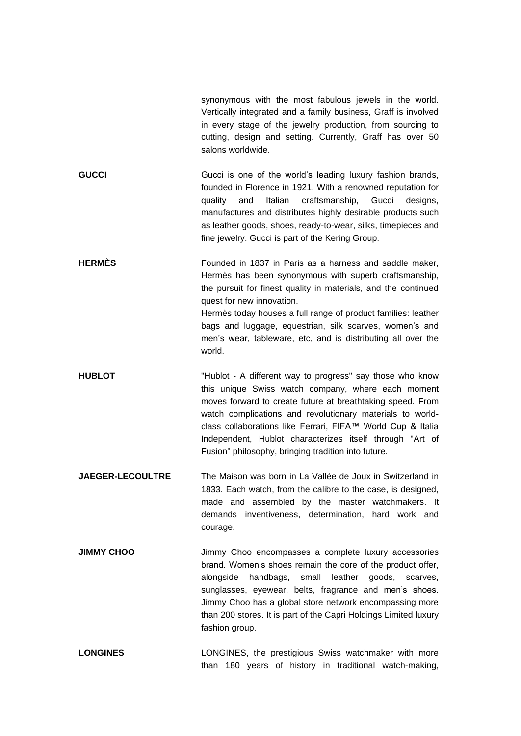synonymous with the most fabulous jewels in the world. Vertically integrated and a family business, Graff is involved in every stage of the jewelry production, from sourcing to cutting, design and setting. Currently, Graff has over 50 salons worldwide.

| | |
|---|---|
| **GUCCI** | Gucci is one of the world's leading luxury fashion brands, founded in Florence in 1921. With a renowned reputation for quality and Italian craftsmanship, Gucci designs, manufactures and distributes highly desirable products such as leather goods, shoes, ready-to-wear, silks, timepieces and fine jewelry. Gucci is part of the Kering Group. |
| **HERMÈS** | Founded in 1837 in Paris as a harness and saddle maker, Hermès has been synonymous with superb craftsmanship, the pursuit for finest quality in materials, and the continued quest for new innovation. Hermès today houses a full range of product families: leather bags and luggage, equestrian, silk scarves, women's and men's wear, tableware, etc, and is distributing all over the world. |
| **HUBLOT** | "Hublot - A different way to progress" say those who know this unique Swiss watch company, where each moment moves forward to create future at breathtaking speed. From watch complications and revolutionary materials to world-class collaborations like Ferrari, FIFA™ World Cup & Italia Independent, Hublot characterizes itself through "Art of Fusion" philosophy, bringing tradition into future. |
| **JAEGER-LECOULTRE** | The Maison was born in La Vallée de Joux in Switzerland in 1833. Each watch, from the calibre to the case, is designed, made and assembled by the master watchmakers. It demands inventiveness, determination, hard work and courage. |
| **JIMMY CHOO** | Jimmy Choo encompasses a complete luxury accessories brand. Women's shoes remain the core of the product offer, alongside handbags, small leather goods, scarves, sunglasses, eyewear, belts, fragrance and men's shoes. Jimmy Choo has a global store network encompassing more than 200 stores. It is part of the Capri Holdings Limited luxury fashion group. |
| **LONGINES** | LONGINES, the prestigious Swiss watchmaker with more than 180 years of history in traditional watch-making, |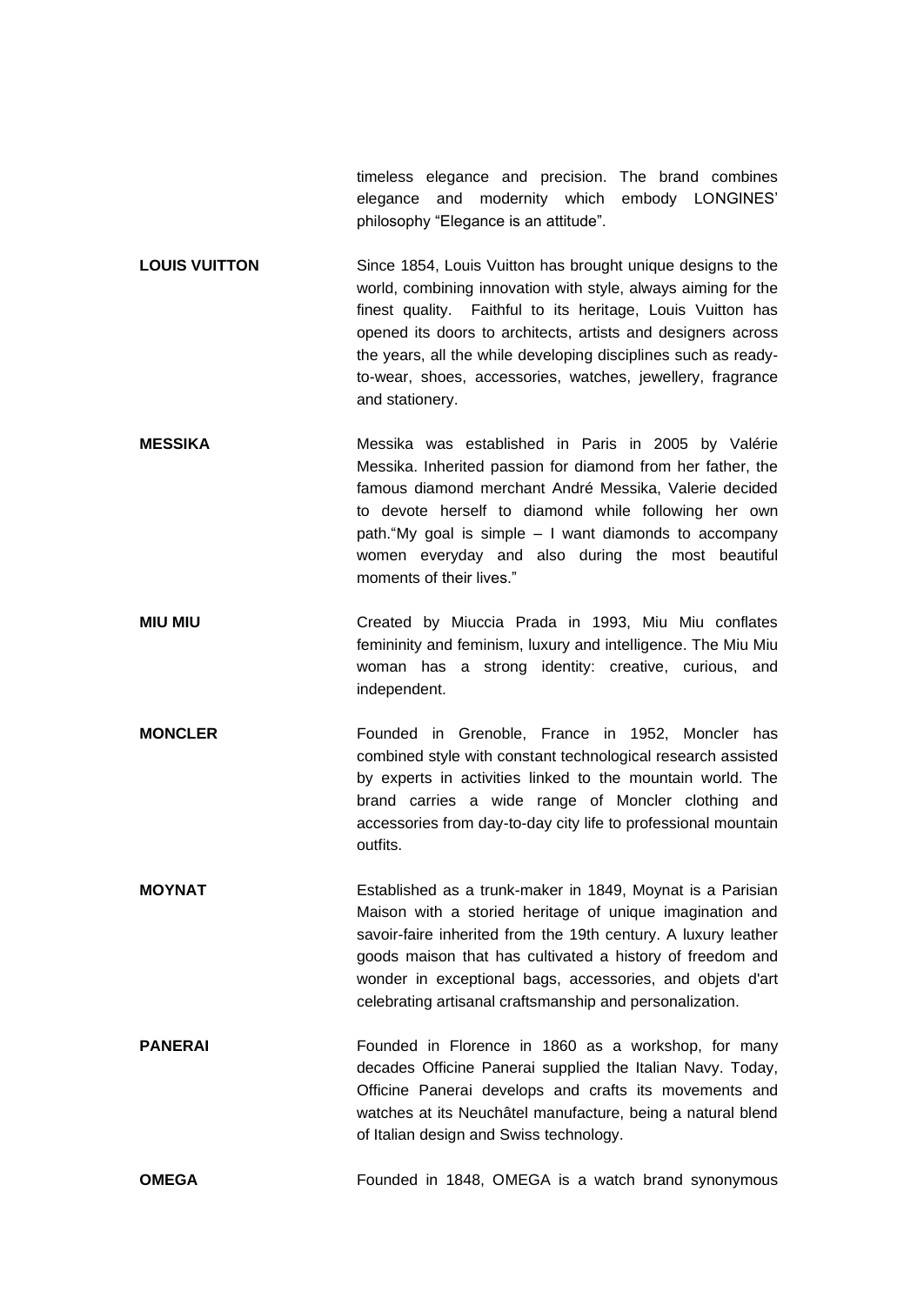timeless elegance and precision. The brand combines elegance and modernity which embody LONGINES' philosophy "Elegance is an attitude".

| | |
|---|---|
| **LOUIS VUITTON** | Since 1854, Louis Vuitton has brought unique designs to the world, combining innovation with style, always aiming for the finest quality. Faithful to its heritage, Louis Vuitton has opened its doors to architects, artists and designers across the years, all the while developing disciplines such as ready-to-wear, shoes, accessories, watches, jewellery, fragrance and stationery. |
| **MESSIKA** | Messika was established in Paris in 2005 by Valérie Messika. Inherited passion for diamond from her father, the famous diamond merchant André Messika, Valerie decided to devote herself to diamond while following her own path."My goal is simple – I want diamonds to accompany women everyday and also during the most beautiful moments of their lives." |
| **MIU MIU** | Created by Miuccia Prada in 1993, Miu Miu conflates femininity and feminism, luxury and intelligence. The Miu Miu woman has a strong identity: creative, curious, and independent. |
| **MONCLER** | Founded in Grenoble, France in 1952, Moncler has combined style with constant technological research assisted by experts in activities linked to the mountain world. The brand carries a wide range of Moncler clothing and accessories from day-to-day city life to professional mountain outfits. |
| **MOYNAT** | Established as a trunk-maker in 1849, Moynat is a Parisian Maison with a storied heritage of unique imagination and savoir-faire inherited from the 19th century. A luxury leather goods maison that has cultivated a history of freedom and wonder in exceptional bags, accessories, and objets d'art celebrating artisanal craftsmanship and personalization. |
| **PANERAI** | Founded in Florence in 1860 as a workshop, for many decades Officine Panerai supplied the Italian Navy. Today, Officine Panerai develops and crafts its movements and watches at its Neuchâtel manufacture, being a natural blend of Italian design and Swiss technology. |
| **OMEGA** | Founded in 1848, OMEGA is a watch brand synonymous |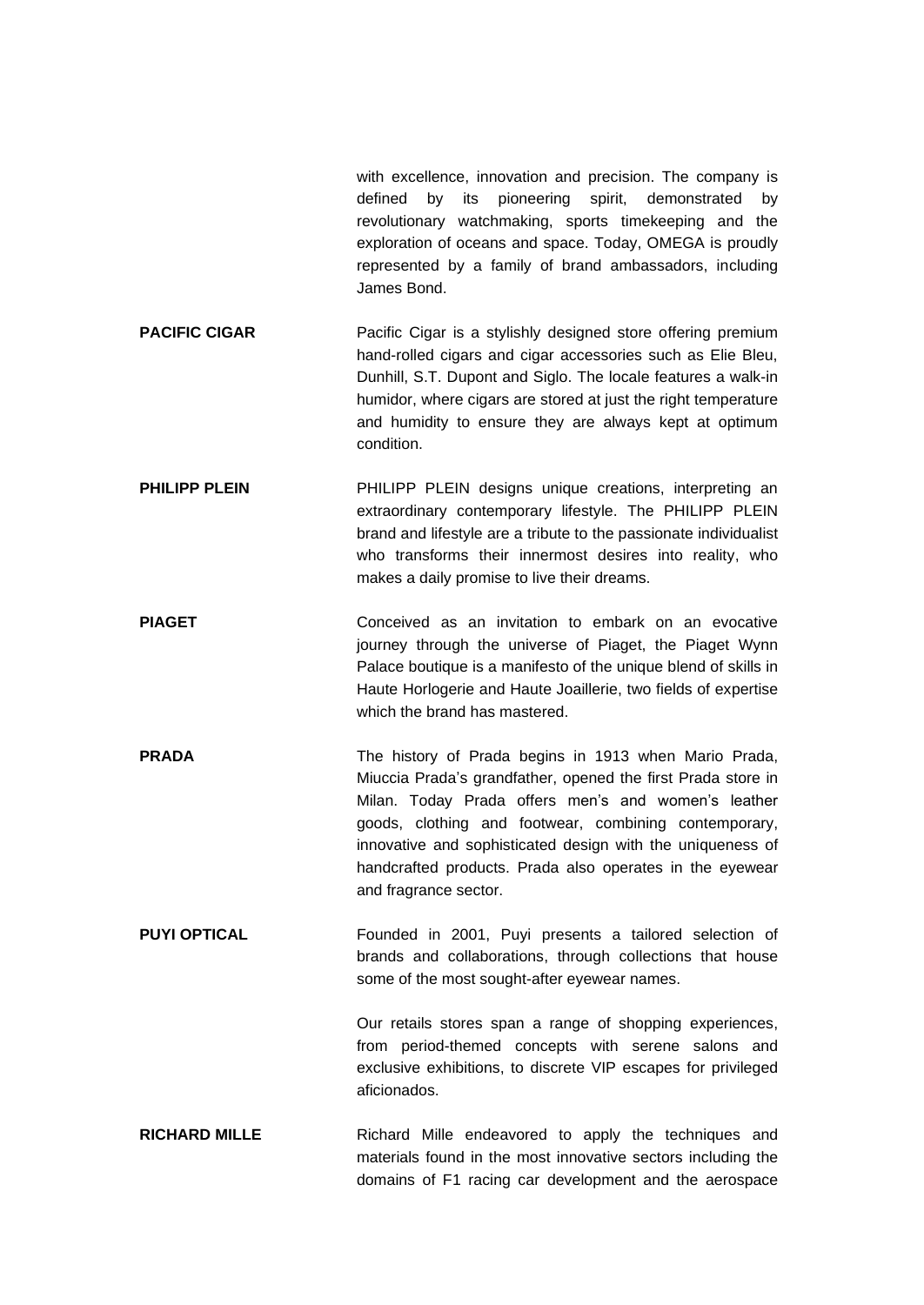with excellence, innovation and precision. The company is defined by its pioneering spirit, demonstrated by revolutionary watchmaking, sports timekeeping and the exploration of oceans and space. Today, OMEGA is proudly represented by a family of brand ambassadors, including James Bond.

**PACIFIC CIGAR**

Pacific Cigar is a stylishly designed store offering premium hand-rolled cigars and cigar accessories such as Elie Bleu, Dunhill, S.T. Dupont and Siglo. The locale features a walk-in humidor, where cigars are stored at just the right temperature and humidity to ensure they are always kept at optimum condition.

**PHILIPP PLEIN**

PHILIPP PLEIN designs unique creations, interpreting an extraordinary contemporary lifestyle. The PHILIPP PLEIN brand and lifestyle are a tribute to the passionate individualist who transforms their innermost desires into reality, who makes a daily promise to live their dreams.

**PIAGET**

Conceived as an invitation to embark on an evocative journey through the universe of Piaget, the Piaget Wynn Palace boutique is a manifesto of the unique blend of skills in Haute Horlogerie and Haute Joaillerie, two fields of expertise which the brand has mastered.

**PRADA**

The history of Prada begins in 1913 when Mario Prada, Miuccia Prada's grandfather, opened the first Prada store in Milan. Today Prada offers men's and women's leather goods, clothing and footwear, combining contemporary, innovative and sophisticated design with the uniqueness of handcrafted products. Prada also operates in the eyewear and fragrance sector.

**PUYI OPTICAL**

Founded in 2001, Puyi presents a tailored selection of brands and collaborations, through collections that house some of the most sought-after eyewear names.

Our retails stores span a range of shopping experiences, from period-themed concepts with serene salons and exclusive exhibitions, to discrete VIP escapes for privileged aficionados.

**RICHARD MILLE**

Richard Mille endeavored to apply the techniques and materials found in the most innovative sectors including the domains of F1 racing car development and the aerospace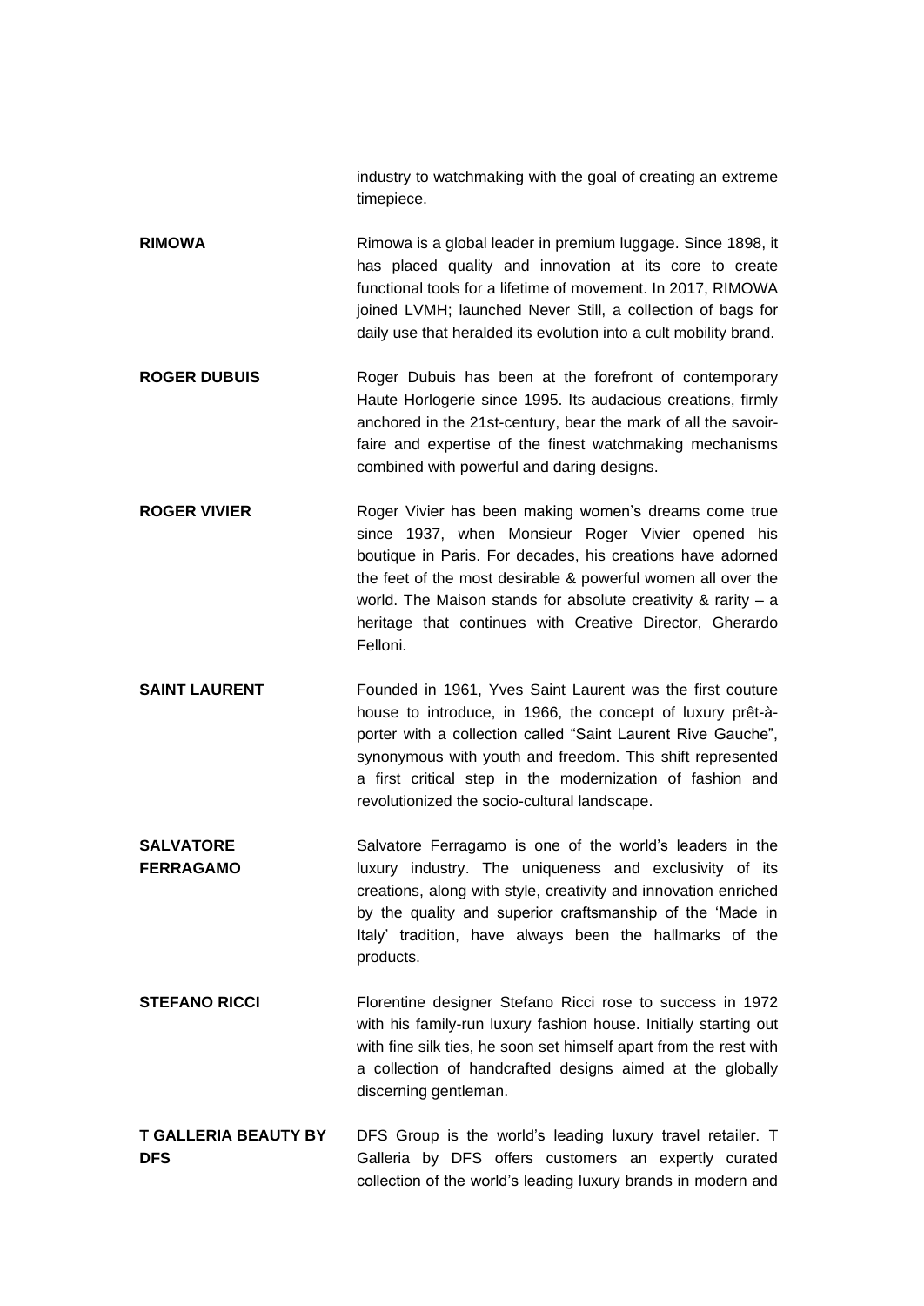industry to watchmaking with the goal of creating an extreme timepiece.

| | |
|---|---|
| **RIMOWA** | Rimowa is a global leader in premium luggage. Since 1898, it has placed quality and innovation at its core to create functional tools for a lifetime of movement. In 2017, RIMOWA joined LVMH; launched Never Still, a collection of bags for daily use that heralded its evolution into a cult mobility brand. |
| **ROGER DUBUIS** | Roger Dubuis has been at the forefront of contemporary Haute Horlogerie since 1995. Its audacious creations, firmly anchored in the 21st-century, bear the mark of all the savoir-faire and expertise of the finest watchmaking mechanisms combined with powerful and daring designs. |
| **ROGER VIVIER** | Roger Vivier has been making women's dreams come true since 1937, when Monsieur Roger Vivier opened his boutique in Paris. For decades, his creations have adorned the feet of the most desirable & powerful women all over the world. The Maison stands for absolute creativity & rarity – a heritage that continues with Creative Director, Gherardo Felloni. |
| **SAINT LAURENT** | Founded in 1961, Yves Saint Laurent was the first couture house to introduce, in 1966, the concept of luxury prêt-à-porter with a collection called "Saint Laurent Rive Gauche", synonymous with youth and freedom. This shift represented a first critical step in the modernization of fashion and revolutionized the socio-cultural landscape. |
| **SALVATORE FERRAGAMO** | Salvatore Ferragamo is one of the world's leaders in the luxury industry. The uniqueness and exclusivity of its creations, along with style, creativity and innovation enriched by the quality and superior craftsmanship of the 'Made in Italy' tradition, have always been the hallmarks of the products. |
| **STEFANO RICCI** | Florentine designer Stefano Ricci rose to success in 1972 with his family-run luxury fashion house. Initially starting out with fine silk ties, he soon set himself apart from the rest with a collection of handcrafted designs aimed at the globally discerning gentleman. |
| **T GALLERIA BEAUTY BY DFS** | DFS Group is the world's leading luxury travel retailer. T Galleria by DFS offers customers an expertly curated collection of the world's leading luxury brands in modern and |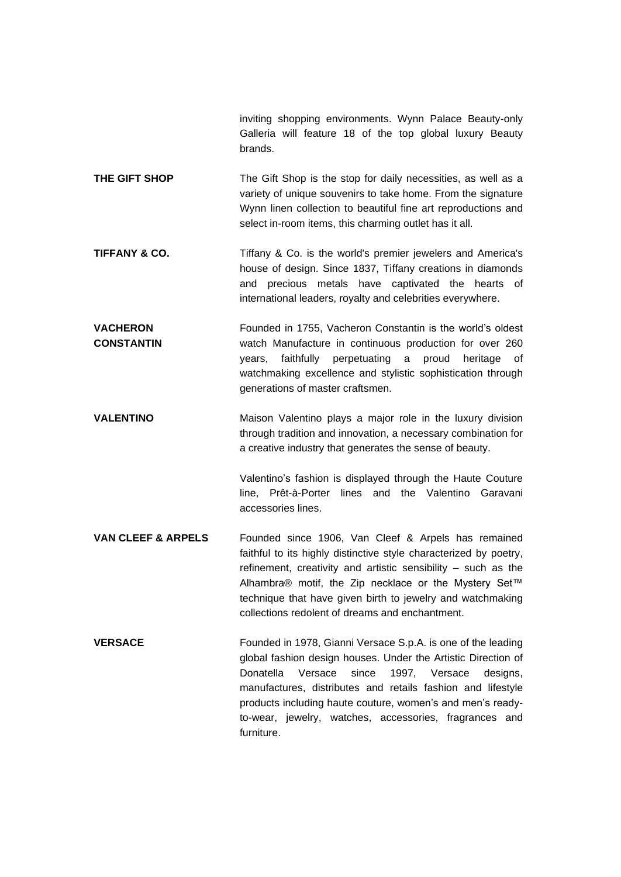inviting shopping environments. Wynn Palace Beauty-only Galleria will feature 18 of the top global luxury Beauty brands.

**THE GIFT SHOP**

The Gift Shop is the stop for daily necessities, as well as a variety of unique souvenirs to take home. From the signature Wynn linen collection to beautiful fine art reproductions and select in-room items, this charming outlet has it all.

**TIFFANY & CO.**

Tiffany & Co. is the world's premier jewelers and America's house of design. Since 1837, Tiffany creations in diamonds and precious metals have captivated the hearts of international leaders, royalty and celebrities everywhere.

**VACHERON CONSTANTIN**

Founded in 1755, Vacheron Constantin is the world's oldest watch Manufacture in continuous production for over 260 years, faithfully perpetuating a proud heritage of watchmaking excellence and stylistic sophistication through generations of master craftsmen.

**VALENTINO**

Maison Valentino plays a major role in the luxury division through tradition and innovation, a necessary combination for a creative industry that generates the sense of beauty.

Valentino's fashion is displayed through the Haute Couture line, Prêt-à-Porter lines and the Valentino Garavani accessories lines.

**VAN CLEEF & ARPELS**

Founded since 1906, Van Cleef & Arpels has remained faithful to its highly distinctive style characterized by poetry, refinement, creativity and artistic sensibility – such as the Alhambra® motif, the Zip necklace or the Mystery Set™ technique that have given birth to jewelry and watchmaking collections redolent of dreams and enchantment.

**VERSACE**

Founded in 1978, Gianni Versace S.p.A. is one of the leading global fashion design houses. Under the Artistic Direction of Donatella Versace since 1997, Versace designs, manufactures, distributes and retails fashion and lifestyle products including haute couture, women's and men's ready-to-wear, jewelry, watches, accessories, fragrances and furniture.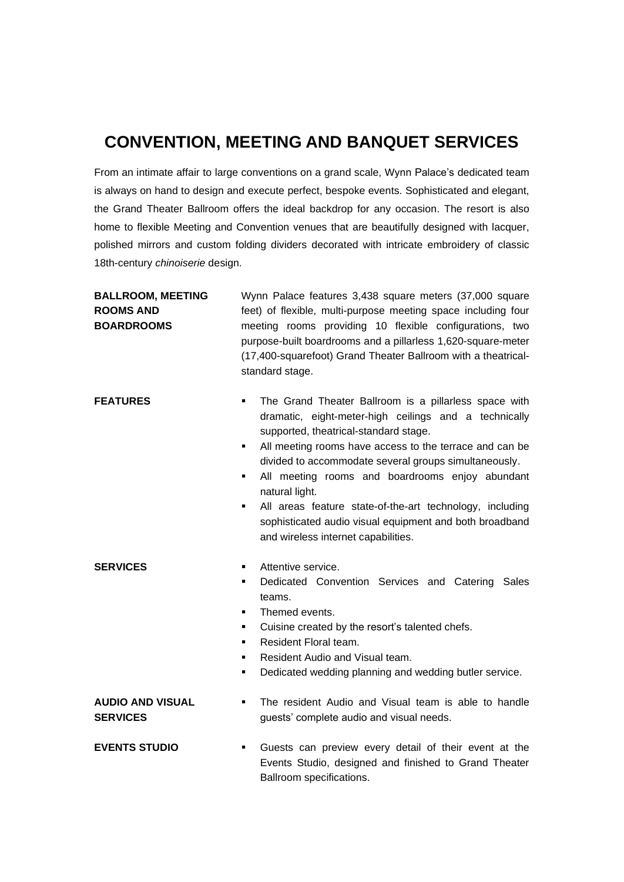# CONVENTION, MEETING AND BANQUET SERVICES

From an intimate affair to large conventions on a grand scale, Wynn Palace's dedicated team is always on hand to design and execute perfect, bespoke events. Sophisticated and elegant, the Grand Theater Ballroom offers the ideal backdrop for any occasion. The resort is also home to flexible Meeting and Convention venues that are beautifully designed with lacquer, polished mirrors and custom folding dividers decorated with intricate embroidery of classic 18th-century *chinoiserie* design.

**BALLROOM, MEETING ROOMS AND BOARDROOMS**

Wynn Palace features 3,438 square meters (37,000 square feet) of flexible, multi-purpose meeting space including four meeting rooms providing 10 flexible configurations, two purpose-built boardrooms and a pillarless 1,620-square-meter (17,400-squarefoot) Grand Theater Ballroom with a theatrical-standard stage.

**FEATURES**

- The Grand Theater Ballroom is a pillarless space with dramatic, eight-meter-high ceilings and a technically supported, theatrical-standard stage.
- All meeting rooms have access to the terrace and can be divided to accommodate several groups simultaneously.
- All meeting rooms and boardrooms enjoy abundant natural light.
- All areas feature state-of-the-art technology, including sophisticated audio visual equipment and both broadband and wireless internet capabilities.

**SERVICES**

- Attentive service.
- Dedicated Convention Services and Catering Sales teams.
- Themed events.
- Cuisine created by the resort's talented chefs.
- Resident Floral team.
- Resident Audio and Visual team.
- Dedicated wedding planning and wedding butler service.

**AUDIO AND VISUAL SERVICES**

- The resident Audio and Visual team is able to handle guests' complete audio and visual needs.

**EVENTS STUDIO**

- Guests can preview every detail of their event at the Events Studio, designed and finished to Grand Theater Ballroom specifications.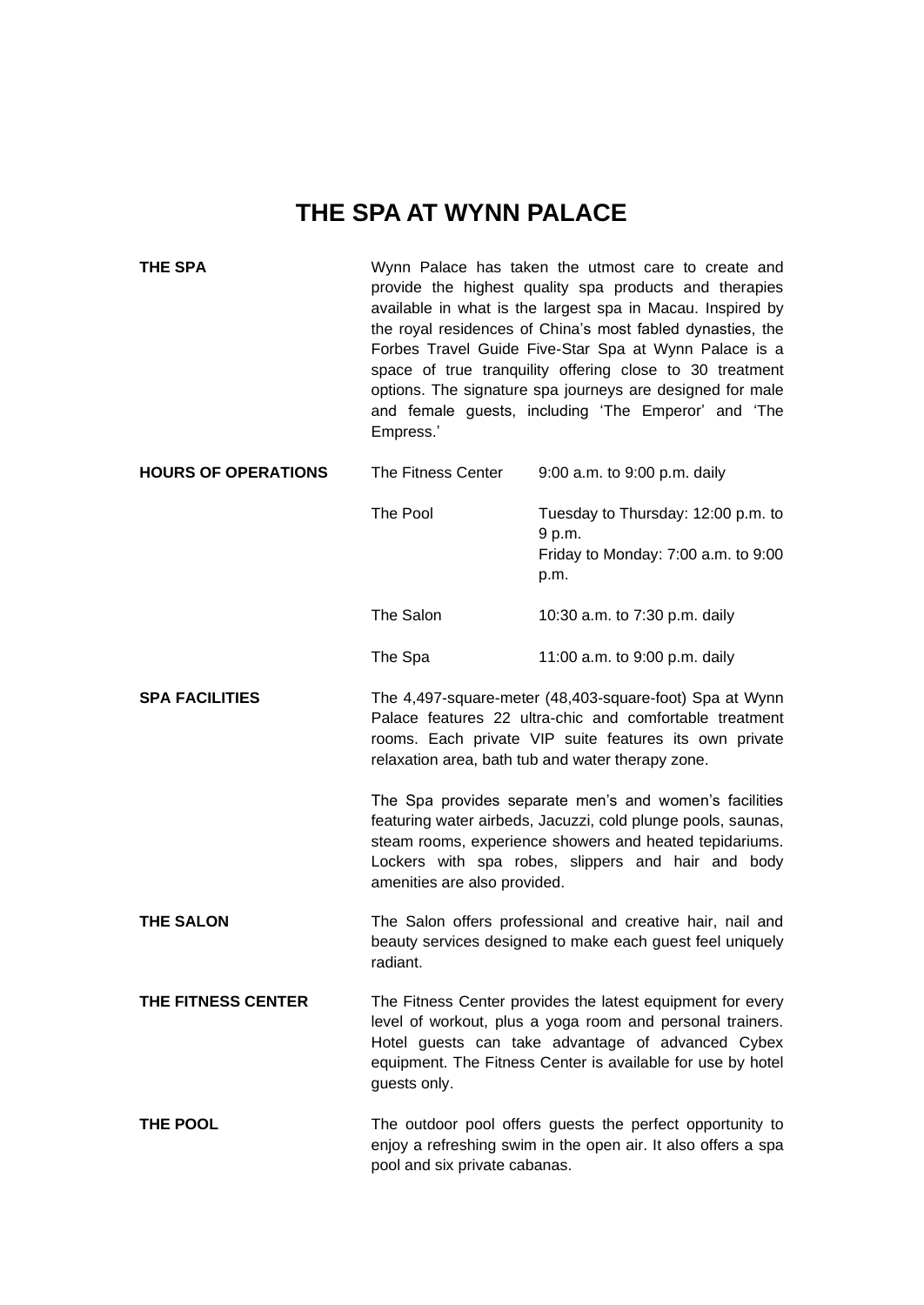# THE SPA AT WYNN PALACE

**THE SPA**

Wynn Palace has taken the utmost care to create and provide the highest quality spa products and therapies available in what is the largest spa in Macau. Inspired by the royal residences of China's most fabled dynasties, the Forbes Travel Guide Five-Star Spa at Wynn Palace is a space of true tranquility offering close to 30 treatment options. The signature spa journeys are designed for male and female guests, including 'The Emperor' and 'The Empress.'

**HOURS OF OPERATIONS**

| | |
|---|---|
| The Fitness Center | 9:00 a.m. to 9:00 p.m. daily |
| The Pool | Tuesday to Thursday: 12:00 p.m. to 9 p.m.<br>Friday to Monday: 7:00 a.m. to 9:00 p.m. |
| The Salon | 10:30 a.m. to 7:30 p.m. daily |
| The Spa | 11:00 a.m. to 9:00 p.m. daily |

**SPA FACILITIES**

The 4,497-square-meter (48,403-square-foot) Spa at Wynn Palace features 22 ultra-chic and comfortable treatment rooms. Each private VIP suite features its own private relaxation area, bath tub and water therapy zone.

The Spa provides separate men's and women's facilities featuring water airbeds, Jacuzzi, cold plunge pools, saunas, steam rooms, experience showers and heated tepidariums. Lockers with spa robes, slippers and hair and body amenities are also provided.

**THE SALON**

The Salon offers professional and creative hair, nail and beauty services designed to make each guest feel uniquely radiant.

**THE FITNESS CENTER**

The Fitness Center provides the latest equipment for every level of workout, plus a yoga room and personal trainers. Hotel guests can take advantage of advanced Cybex equipment. The Fitness Center is available for use by hotel guests only.

**THE POOL**

The outdoor pool offers guests the perfect opportunity to enjoy a refreshing swim in the open air. It also offers a spa pool and six private cabanas.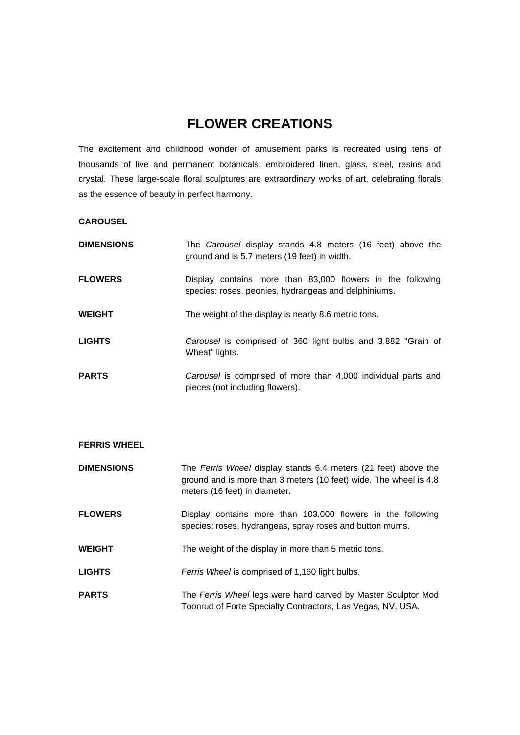# FLOWER CREATIONS

The excitement and childhood wonder of amusement parks is recreated using tens of thousands of live and permanent botanicals, embroidered linen, glass, steel, resins and crystal. These large-scale floral sculptures are extraordinary works of art, celebrating florals as the essence of beauty in perfect harmony.

## CAROUSEL

**DIMENSIONS** The *Carousel* display stands 4.8 meters (16 feet) above the ground and is 5.7 meters (19 feet) in width.

**FLOWERS** Display contains more than 83,000 flowers in the following species: roses, peonies, hydrangeas and delphiniums.

**WEIGHT** The weight of the display is nearly 8.6 metric tons.

**LIGHTS** *Carousel* is comprised of 360 light bulbs and 3,882 "Grain of Wheat" lights.

**PARTS** *Carousel* is comprised of more than 4,000 individual parts and pieces (not including flowers).

## FERRIS WHEEL

**DIMENSIONS** The *Ferris Wheel* display stands 6.4 meters (21 feet) above the ground and is more than 3 meters (10 feet) wide. The wheel is 4.8 meters (16 feet) in diameter.

**FLOWERS** Display contains more than 103,000 flowers in the following species: roses, hydrangeas, spray roses and button mums.

**WEIGHT** The weight of the display in more than 5 metric tons.

**LIGHTS** *Ferris Wheel* is comprised of 1,160 light bulbs.

**PARTS** The *Ferris Wheel* legs were hand carved by Master Sculptor Mod Toonrud of Forte Specialty Contractors, Las Vegas, NV, USA.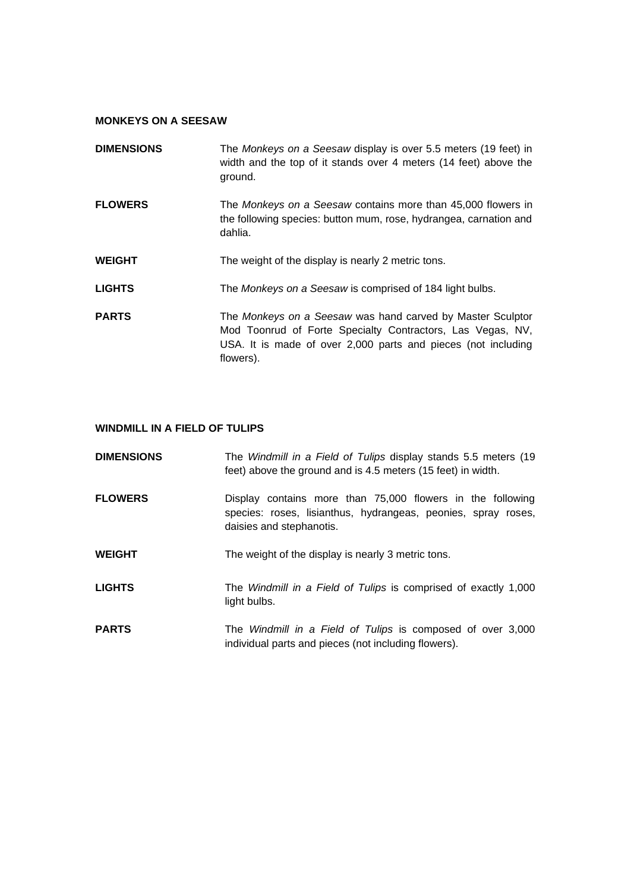**MONKEYS ON A SEESAW**

**DIMENSIONS** The *Monkeys on a Seesaw* display is over 5.5 meters (19 feet) in width and the top of it stands over 4 meters (14 feet) above the ground.

**FLOWERS** The *Monkeys on a Seesaw* contains more than 45,000 flowers in the following species: button mum, rose, hydrangea, carnation and dahlia.

**WEIGHT** The weight of the display is nearly 2 metric tons.

**LIGHTS** The *Monkeys on a Seesaw* is comprised of 184 light bulbs.

**PARTS** The *Monkeys on a Seesaw* was hand carved by Master Sculptor Mod Toonrud of Forte Specialty Contractors, Las Vegas, NV, USA. It is made of over 2,000 parts and pieces (not including flowers).

**WINDMILL IN A FIELD OF TULIPS**

**DIMENSIONS** The *Windmill in a Field of Tulips* display stands 5.5 meters (19 feet) above the ground and is 4.5 meters (15 feet) in width.

**FLOWERS** Display contains more than 75,000 flowers in the following species: roses, lisianthus, hydrangeas, peonies, spray roses, daisies and stephanotis.

**WEIGHT** The weight of the display is nearly 3 metric tons.

**LIGHTS** The *Windmill in a Field of Tulips* is comprised of exactly 1,000 light bulbs.

**PARTS** The *Windmill in a Field of Tulips* is composed of over 3,000 individual parts and pieces (not including flowers).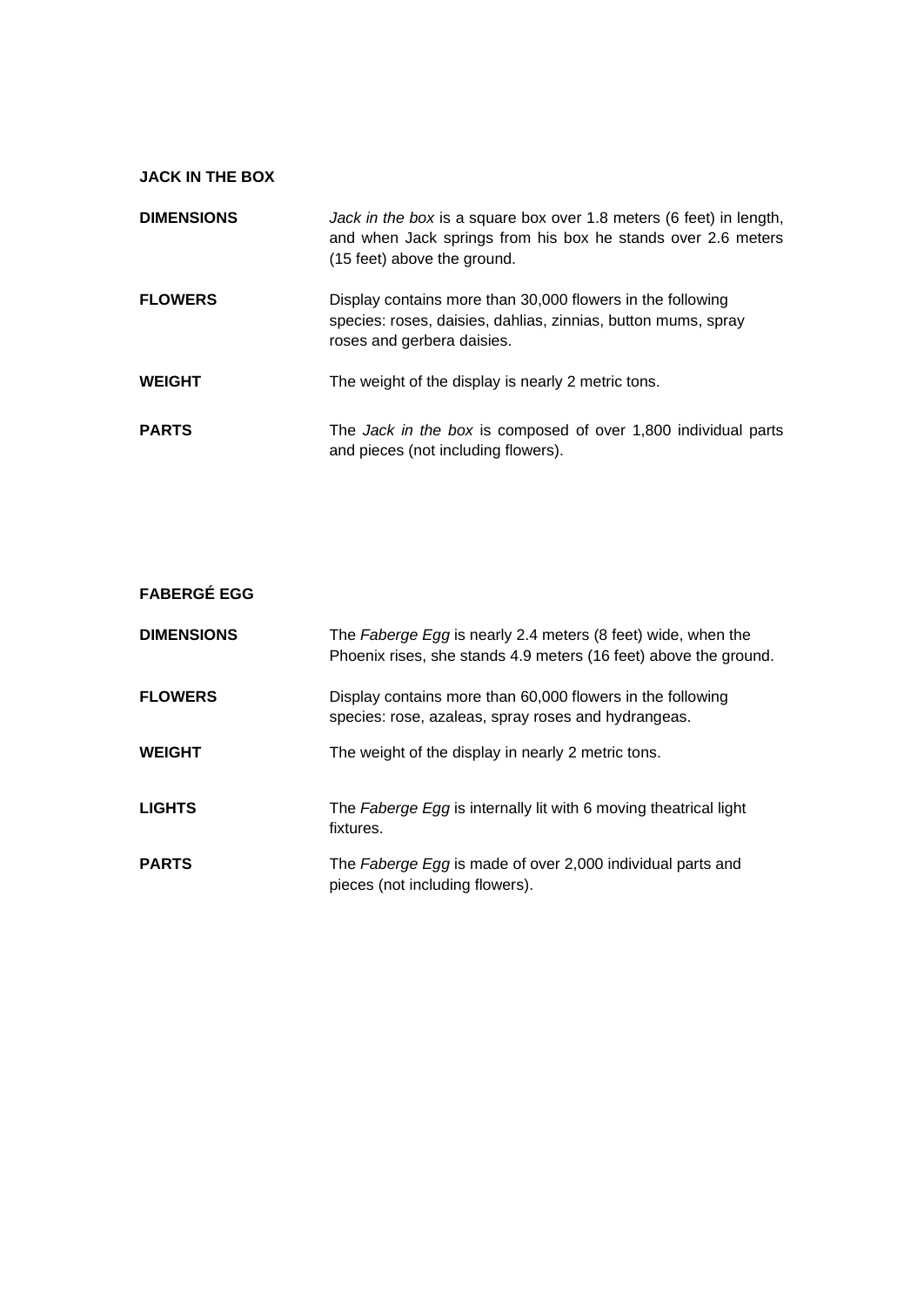**JACK IN THE BOX**

**DIMENSIONS** *Jack in the box* is a square box over 1.8 meters (6 feet) in length, and when Jack springs from his box he stands over 2.6 meters (15 feet) above the ground.

**FLOWERS** Display contains more than 30,000 flowers in the following species: roses, daisies, dahlias, zinnias, button mums, spray roses and gerbera daisies.

**WEIGHT** The weight of the display is nearly 2 metric tons.

**PARTS** The *Jack in the box* is composed of over 1,800 individual parts and pieces (not including flowers).

**FABERGÉ EGG**

**DIMENSIONS** The *Faberge Egg* is nearly 2.4 meters (8 feet) wide, when the Phoenix rises, she stands 4.9 meters (16 feet) above the ground.

**FLOWERS** Display contains more than 60,000 flowers in the following species: rose, azaleas, spray roses and hydrangeas.

**WEIGHT** The weight of the display in nearly 2 metric tons.

**LIGHTS** The *Faberge Egg* is internally lit with 6 moving theatrical light fixtures.

**PARTS** The *Faberge Egg* is made of over 2,000 individual parts and pieces (not including flowers).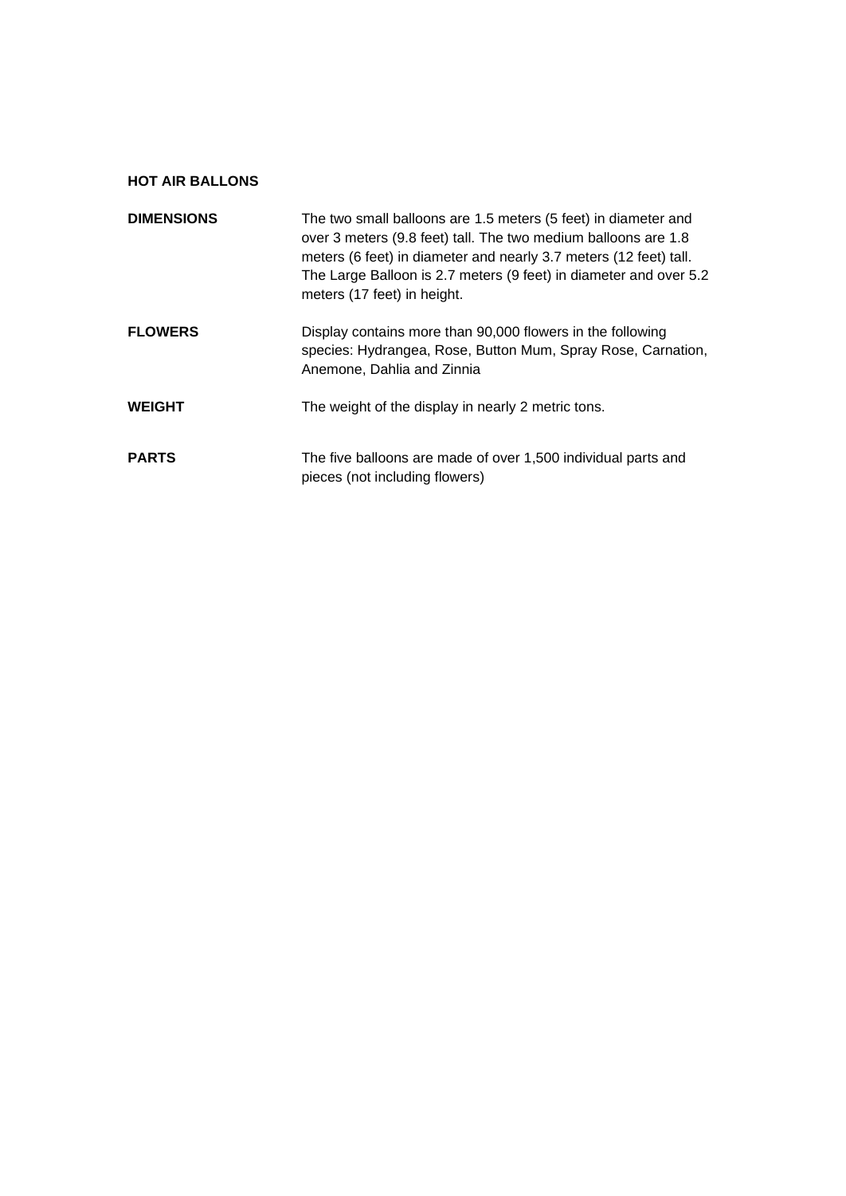**HOT AIR BALLONS**

**DIMENSIONS** The two small balloons are 1.5 meters (5 feet) in diameter and over 3 meters (9.8 feet) tall. The two medium balloons are 1.8 meters (6 feet) in diameter and nearly 3.7 meters (12 feet) tall. The Large Balloon is 2.7 meters (9 feet) in diameter and over 5.2 meters (17 feet) in height.

**FLOWERS** Display contains more than 90,000 flowers in the following species: Hydrangea, Rose, Button Mum, Spray Rose, Carnation, Anemone, Dahlia and Zinnia

**WEIGHT** The weight of the display in nearly 2 metric tons.

**PARTS** The five balloons are made of over 1,500 individual parts and pieces (not including flowers)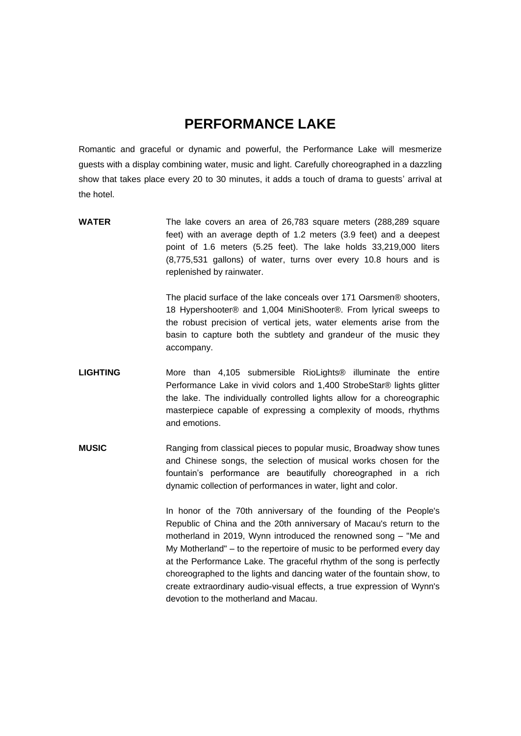# PERFORMANCE LAKE

Romantic and graceful or dynamic and powerful, the Performance Lake will mesmerize guests with a display combining water, music and light. Carefully choreographed in a dazzling show that takes place every 20 to 30 minutes, it adds a touch of drama to guests' arrival at the hotel.

**WATER**

The lake covers an area of 26,783 square meters (288,289 square feet) with an average depth of 1.2 meters (3.9 feet) and a deepest point of 1.6 meters (5.25 feet). The lake holds 33,219,000 liters (8,775,531 gallons) of water, turns over every 10.8 hours and is replenished by rainwater.

The placid surface of the lake conceals over 171 Oarsmen® shooters, 18 Hypershooter® and 1,004 MiniShooter®. From lyrical sweeps to the robust precision of vertical jets, water elements arise from the basin to capture both the subtlety and grandeur of the music they accompany.

**LIGHTING**

More than 4,105 submersible RioLights® illuminate the entire Performance Lake in vivid colors and 1,400 StrobeStar® lights glitter the lake. The individually controlled lights allow for a choreographic masterpiece capable of expressing a complexity of moods, rhythms and emotions.

**MUSIC**

Ranging from classical pieces to popular music, Broadway show tunes and Chinese songs, the selection of musical works chosen for the fountain's performance are beautifully choreographed in a rich dynamic collection of performances in water, light and color.

In honor of the 70th anniversary of the founding of the People's Republic of China and the 20th anniversary of Macau's return to the motherland in 2019, Wynn introduced the renowned song – "Me and My Motherland" – to the repertoire of music to be performed every day at the Performance Lake. The graceful rhythm of the song is perfectly choreographed to the lights and dancing water of the fountain show, to create extraordinary audio-visual effects, a true expression of Wynn's devotion to the motherland and Macau.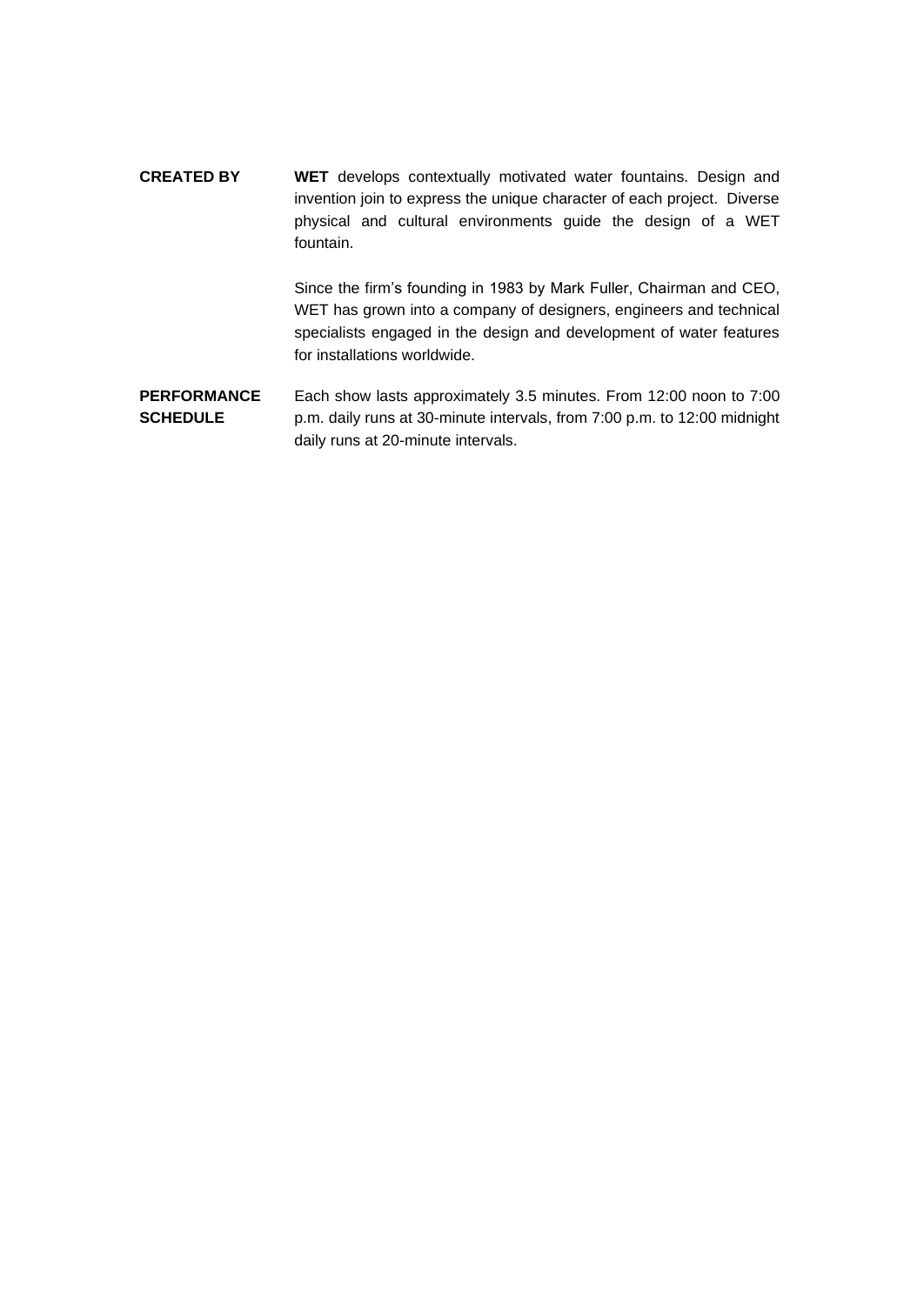**CREATED BY**

**WET** develops contextually motivated water fountains. Design and invention join to express the unique character of each project. Diverse physical and cultural environments guide the design of a WET fountain.

Since the firm's founding in 1983 by Mark Fuller, Chairman and CEO, WET has grown into a company of designers, engineers and technical specialists engaged in the design and development of water features for installations worldwide.

**PERFORMANCE SCHEDULE**

Each show lasts approximately 3.5 minutes. From 12:00 noon to 7:00 p.m. daily runs at 30-minute intervals, from 7:00 p.m. to 12:00 midnight daily runs at 20-minute intervals.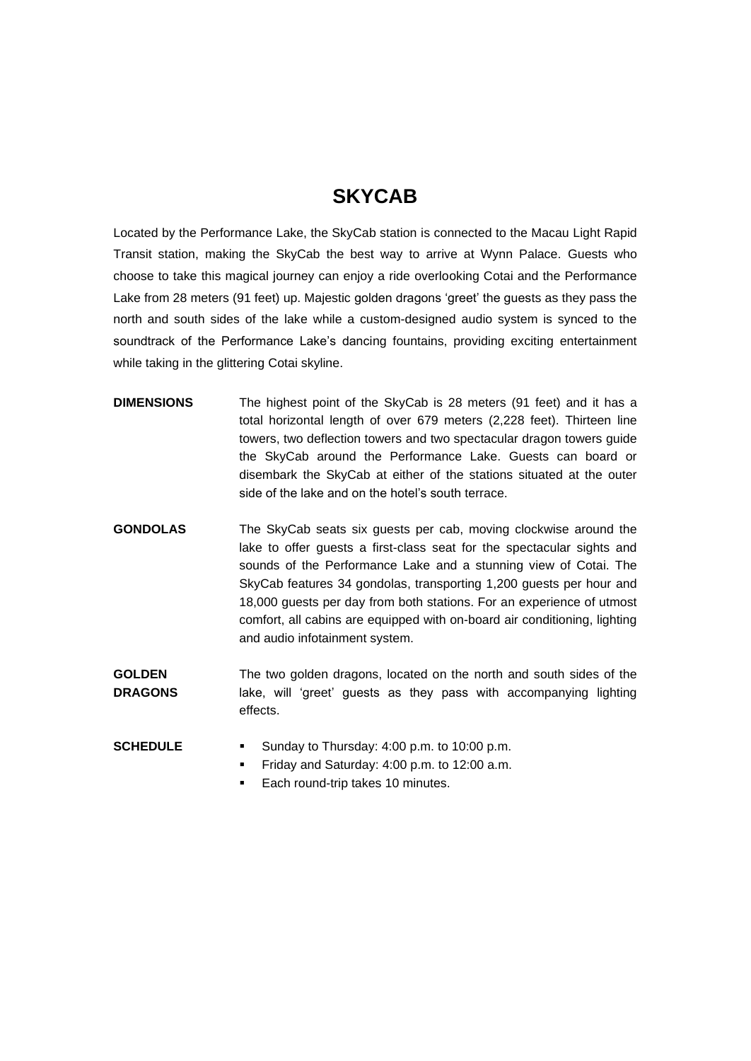# SKYCAB

Located by the Performance Lake, the SkyCab station is connected to the Macau Light Rapid Transit station, making the SkyCab the best way to arrive at Wynn Palace. Guests who choose to take this magical journey can enjoy a ride overlooking Cotai and the Performance Lake from 28 meters (91 feet) up. Majestic golden dragons 'greet' the guests as they pass the north and south sides of the lake while a custom-designed audio system is synced to the soundtrack of the Performance Lake's dancing fountains, providing exciting entertainment while taking in the glittering Cotai skyline.

**DIMENSIONS**

The highest point of the SkyCab is 28 meters (91 feet) and it has a total horizontal length of over 679 meters (2,228 feet). Thirteen line towers, two deflection towers and two spectacular dragon towers guide the SkyCab around the Performance Lake. Guests can board or disembark the SkyCab at either of the stations situated at the outer side of the lake and on the hotel's south terrace.

**GONDOLAS**

The SkyCab seats six guests per cab, moving clockwise around the lake to offer guests a first-class seat for the spectacular sights and sounds of the Performance Lake and a stunning view of Cotai. The SkyCab features 34 gondolas, transporting 1,200 guests per hour and 18,000 guests per day from both stations. For an experience of utmost comfort, all cabins are equipped with on-board air conditioning, lighting and audio infotainment system.

**GOLDEN DRAGONS**

The two golden dragons, located on the north and south sides of the lake, will 'greet' guests as they pass with accompanying lighting effects.

**SCHEDULE**

- Sunday to Thursday: 4:00 p.m. to 10:00 p.m.
- Friday and Saturday: 4:00 p.m. to 12:00 a.m.
- Each round-trip takes 10 minutes.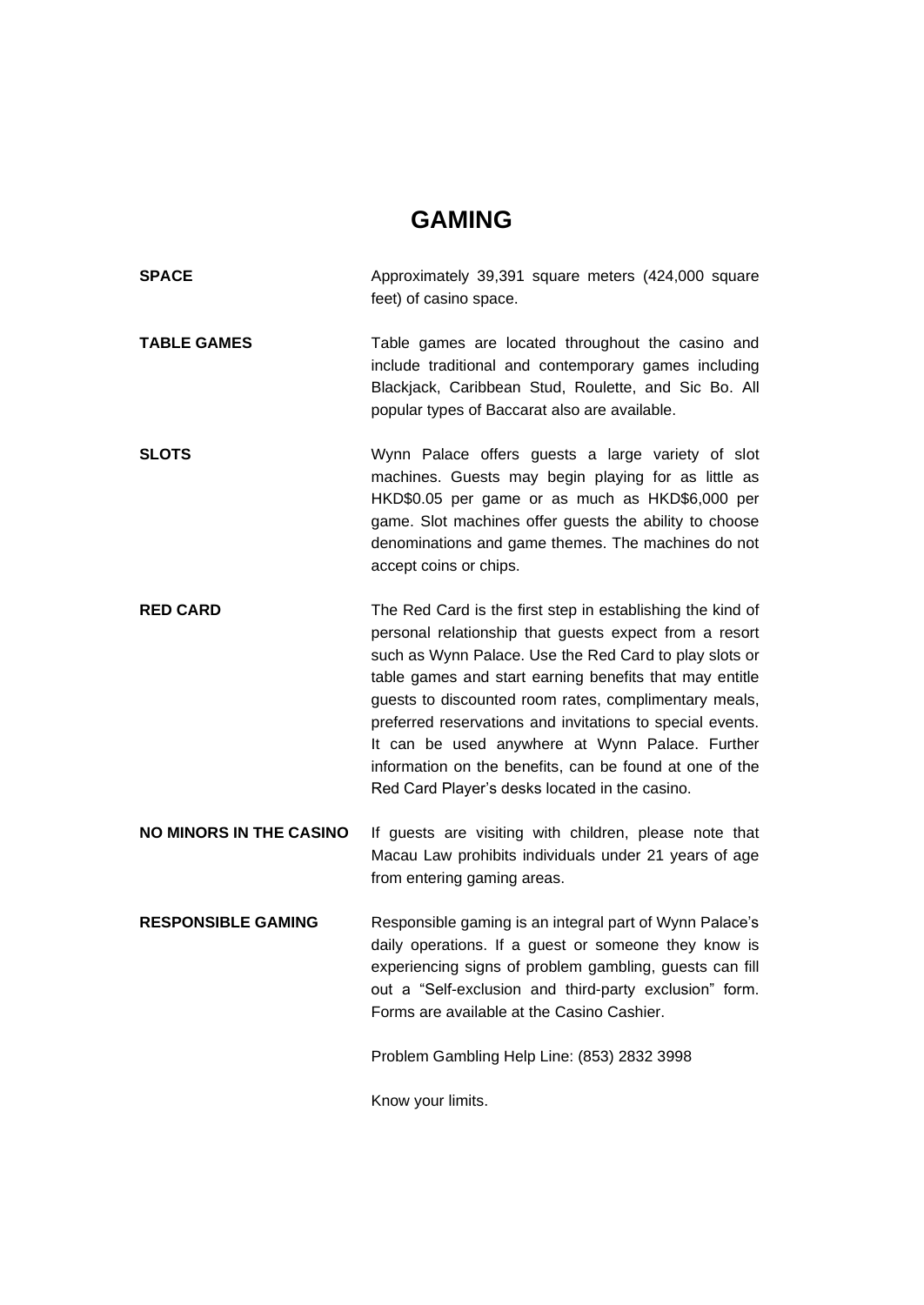# GAMING

**SPACE**

Approximately 39,391 square meters (424,000 square feet) of casino space.

**TABLE GAMES**

Table games are located throughout the casino and include traditional and contemporary games including Blackjack, Caribbean Stud, Roulette, and Sic Bo. All popular types of Baccarat also are available.

**SLOTS**

Wynn Palace offers guests a large variety of slot machines. Guests may begin playing for as little as HKD$0.05 per game or as much as HKD$6,000 per game. Slot machines offer guests the ability to choose denominations and game themes. The machines do not accept coins or chips.

**RED CARD**

The Red Card is the first step in establishing the kind of personal relationship that guests expect from a resort such as Wynn Palace. Use the Red Card to play slots or table games and start earning benefits that may entitle guests to discounted room rates, complimentary meals, preferred reservations and invitations to special events. It can be used anywhere at Wynn Palace. Further information on the benefits, can be found at one of the Red Card Player's desks located in the casino.

**NO MINORS IN THE CASINO**

If guests are visiting with children, please note that Macau Law prohibits individuals under 21 years of age from entering gaming areas.

**RESPONSIBLE GAMING**

Responsible gaming is an integral part of Wynn Palace's daily operations. If a guest or someone they know is experiencing signs of problem gambling, guests can fill out a "Self-exclusion and third-party exclusion" form. Forms are available at the Casino Cashier.

Problem Gambling Help Line: (853) 2832 3998

Know your limits.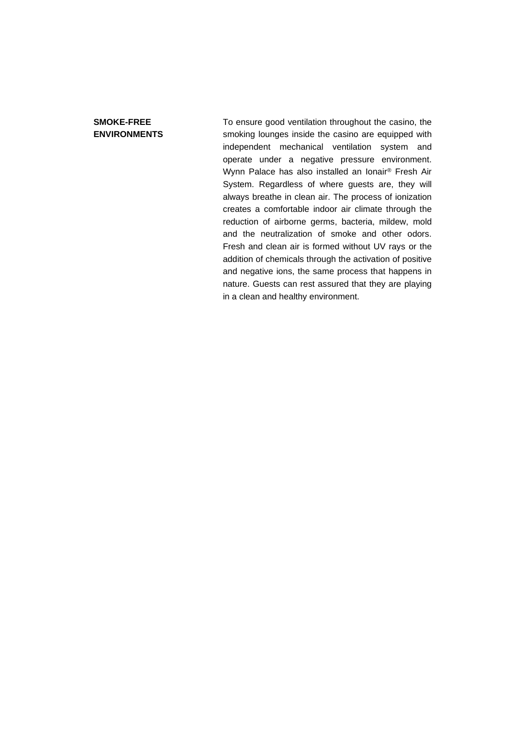**SMOKE-FREE ENVIRONMENTS**

To ensure good ventilation throughout the casino, the smoking lounges inside the casino are equipped with independent mechanical ventilation system and operate under a negative pressure environment. Wynn Palace has also installed an Ionair® Fresh Air System. Regardless of where guests are, they will always breathe in clean air. The process of ionization creates a comfortable indoor air climate through the reduction of airborne germs, bacteria, mildew, mold and the neutralization of smoke and other odors. Fresh and clean air is formed without UV rays or the addition of chemicals through the activation of positive and negative ions, the same process that happens in nature. Guests can rest assured that they are playing in a clean and healthy environment.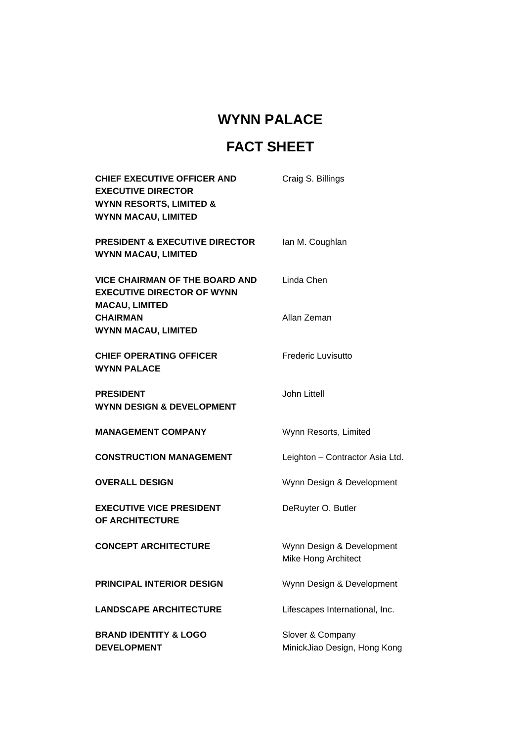# WYNN PALACE

# FACT SHEET

| | |
|---|---|
| **CHIEF EXECUTIVE OFFICER AND EXECUTIVE DIRECTOR WYNN RESORTS, LIMITED & WYNN MACAU, LIMITED** | Craig S. Billings |
| **PRESIDENT & EXECUTIVE DIRECTOR WYNN MACAU, LIMITED** | Ian M. Coughlan |
| **VICE CHAIRMAN OF THE BOARD AND EXECUTIVE DIRECTOR OF WYNN MACAU, LIMITED** | Linda Chen |
| **CHAIRMAN WYNN MACAU, LIMITED** | Allan Zeman |
| **CHIEF OPERATING OFFICER WYNN PALACE** | Frederic Luvisutto |
| **PRESIDENT WYNN DESIGN & DEVELOPMENT** | John Littell |
| **MANAGEMENT COMPANY** | Wynn Resorts, Limited |
| **CONSTRUCTION MANAGEMENT** | Leighton – Contractor Asia Ltd. |
| **OVERALL DESIGN** | Wynn Design & Development |
| **EXECUTIVE VICE PRESIDENT OF ARCHITECTURE** | DeRuyter O. Butler |
| **CONCEPT ARCHITECTURE** | Wynn Design & Development<br>Mike Hong Architect |
| **PRINCIPAL INTERIOR DESIGN** | Wynn Design & Development |
| **LANDSCAPE ARCHITECTURE** | Lifescapes International, Inc. |
| **BRAND IDENTITY & LOGO DEVELOPMENT** | Slover & Company<br>MinickJiao Design, Hong Kong |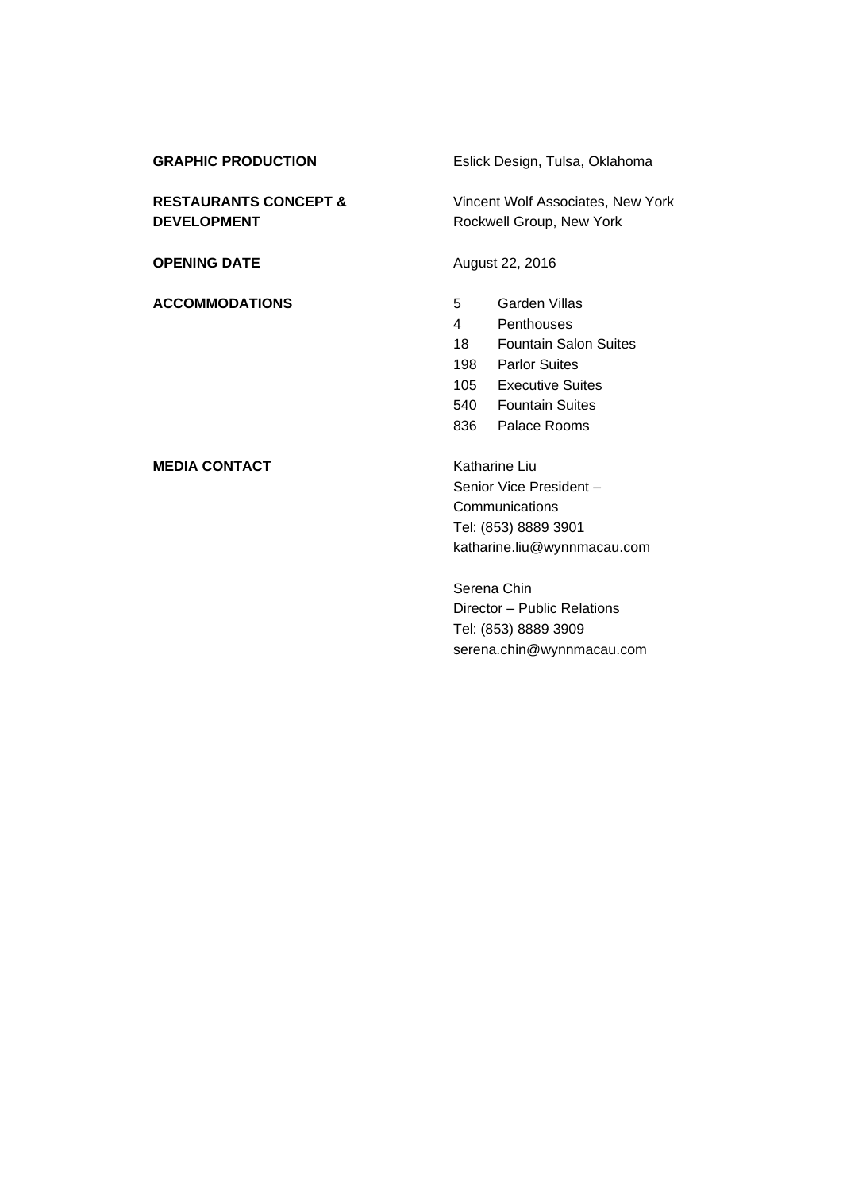**GRAPHIC PRODUCTION** Eslick Design, Tulsa, Oklahoma

**RESTAURANTS CONCEPT & DEVELOPMENT** Vincent Wolf Associates, New York
Rockwell Group, New York

**OPENING DATE** August 22, 2016

**ACCOMMODATIONS**

| | |
|---|---|
| 5 | Garden Villas |
| 4 | Penthouses |
| 18 | Fountain Salon Suites |
| 198 | Parlor Suites |
| 105 | Executive Suites |
| 540 | Fountain Suites |
| 836 | Palace Rooms |

**MEDIA CONTACT**

Katharine Liu
Senior Vice President – Communications
Tel: (853) 8889 3901
katharine.liu@wynnmacau.com

Serena Chin
Director – Public Relations
Tel: (853) 8889 3909
serena.chin@wynnmacau.com